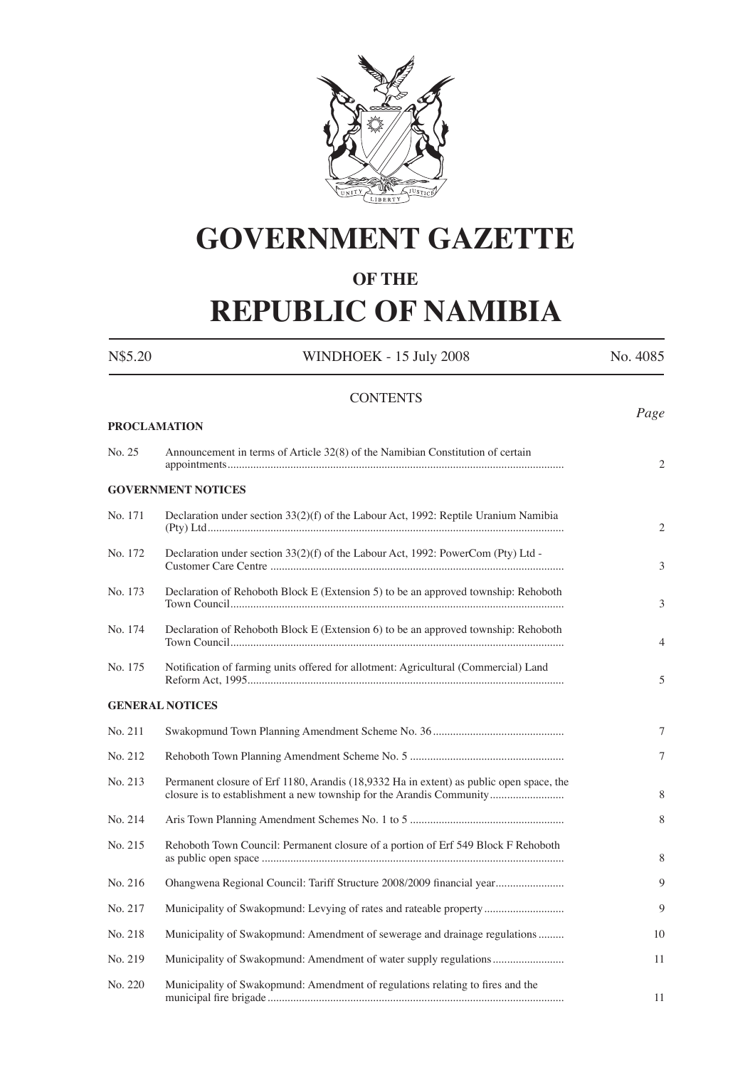# GOVERNMENT GAZETTE

## OF THE

# REPUBLIC OF NAMIBIA

N$5.20 WINDHOEK - 15 July 2008 No. 4085

CONTENTS

*Page*

**PROCLAMATION**

| | | |
|---|---|---|
| No. 25 | Announcement in terms of Article 32(8) of the Namibian Constitution of certain appointments | 2 |

**GOVERNMENT NOTICES**

| | | |
|---|---|---|
| No. 171 | Declaration under section 33(2)(f) of the Labour Act, 1992: Reptile Uranium Namibia (Pty) Ltd | 2 |
| No. 172 | Declaration under section 33(2)(f) of the Labour Act, 1992: PowerCom (Pty) Ltd - Customer Care Centre | 3 |
| No. 173 | Declaration of Rehoboth Block E (Extension 5) to be an approved township: Rehoboth Town Council | 3 |
| No. 174 | Declaration of Rehoboth Block E (Extension 6) to be an approved township: Rehoboth Town Council | 4 |
| No. 175 | Notification of farming units offered for allotment: Agricultural (Commercial) Land Reform Act, 1995 | 5 |

**GENERAL NOTICES**

| | | |
|---|---|---|
| No. 211 | Swakopmund Town Planning Amendment Scheme No. 36 | 7 |
| No. 212 | Rehoboth Town Planning Amendment Scheme No. 5 | 7 |
| No. 213 | Permanent closure of Erf 1180, Arandis (18,9332 Ha in extent) as public open space, the closure is to establishment a new township for the Arandis Community | 8 |
| No. 214 | Aris Town Planning Amendment Schemes No. 1 to 5 | 8 |
| No. 215 | Rehoboth Town Council: Permanent closure of a portion of Erf 549 Block F Rehoboth as public open space | 8 |
| No. 216 | Ohangwena Regional Council: Tariff Structure 2008/2009 financial year | 9 |
| No. 217 | Municipality of Swakopmund: Levying of rates and rateable property | 9 |
| No. 218 | Municipality of Swakopmund: Amendment of sewerage and drainage regulations | 10 |
| No. 219 | Municipality of Swakopmund: Amendment of water supply regulations | 11 |
| No. 220 | Municipality of Swakopmund: Amendment of regulations relating to fires and the municipal fire brigade | 11 |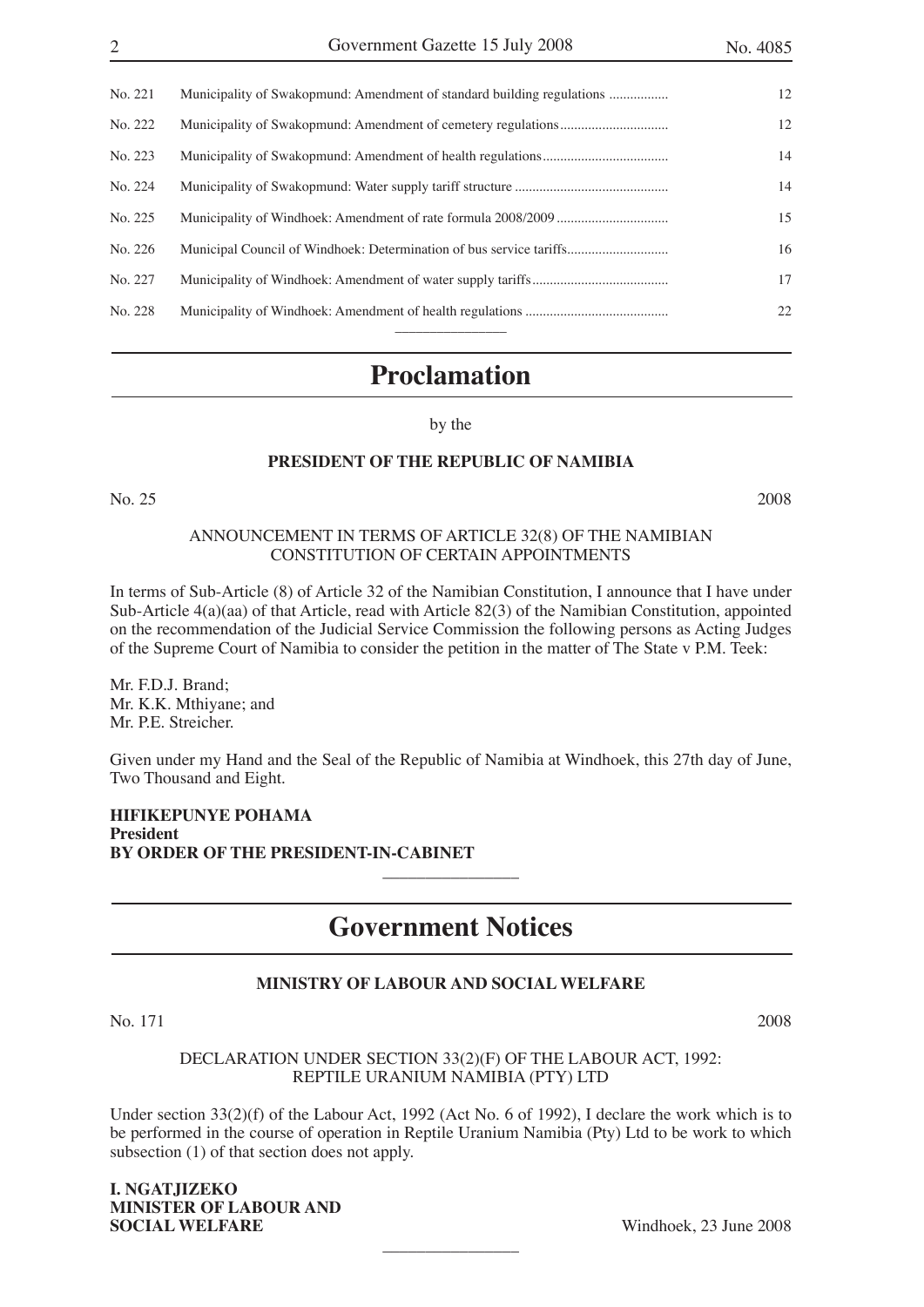| | | |
|---|---|---|
| No. 221 | Municipality of Swakopmund: Amendment of standard building regulations ................ | 12 |
| No. 222 | Municipality of Swakopmund: Amendment of cemetery regulations.............................. | 12 |
| No. 223 | Municipality of Swakopmund: Amendment of health regulations................................... | 14 |
| No. 224 | Municipality of Swakopmund: Water supply tariff structure ........................................... | 14 |
| No. 225 | Municipality of Windhoek: Amendment of rate formula 2008/2009 ............................... | 15 |
| No. 226 | Municipal Council of Windhoek: Determination of bus service tariffs............................ | 16 |
| No. 227 | Municipality of Windhoek: Amendment of water supply tariffs...................................... | 17 |
| No. 228 | Municipality of Windhoek: Amendment of health regulations ........................................ | 22 |

# Proclamation

by the

**PRESIDENT OF THE REPUBLIC OF NAMIBIA**

No. 25 2008

ANNOUNCEMENT IN TERMS OF ARTICLE 32(8) OF THE NAMIBIAN CONSTITUTION OF CERTAIN APPOINTMENTS

In terms of Sub-Article (8) of Article 32 of the Namibian Constitution, I announce that I have under Sub-Article 4(a)(aa) of that Article, read with Article 82(3) of the Namibian Constitution, appointed on the recommendation of the Judicial Service Commission the following persons as Acting Judges of the Supreme Court of Namibia to consider the petition in the matter of The State v P.M. Teek:

Mr. F.D.J. Brand;
Mr. K.K. Mthiyane; and
Mr. P.E. Streicher.

Given under my Hand and the Seal of the Republic of Namibia at Windhoek, this 27th day of June, Two Thousand and Eight.

**HIFIKEPUNYE POHAMA**
**President**
**BY ORDER OF THE PRESIDENT-IN-CABINET**

# Government Notices

**MINISTRY OF LABOUR AND SOCIAL WELFARE**

No. 171 2008

DECLARATION UNDER SECTION 33(2)(F) OF THE LABOUR ACT, 1992: REPTILE URANIUM NAMIBIA (PTY) LTD

Under section 33(2)(f) of the Labour Act, 1992 (Act No. 6 of 1992), I declare the work which is to be performed in the course of operation in Reptile Uranium Namibia (Pty) Ltd to be work to which subsection (1) of that section does not apply.

**I. NGATJIZEKO**
**MINISTER OF LABOUR AND**
**SOCIAL WELFARE** Windhoek, 23 June 2008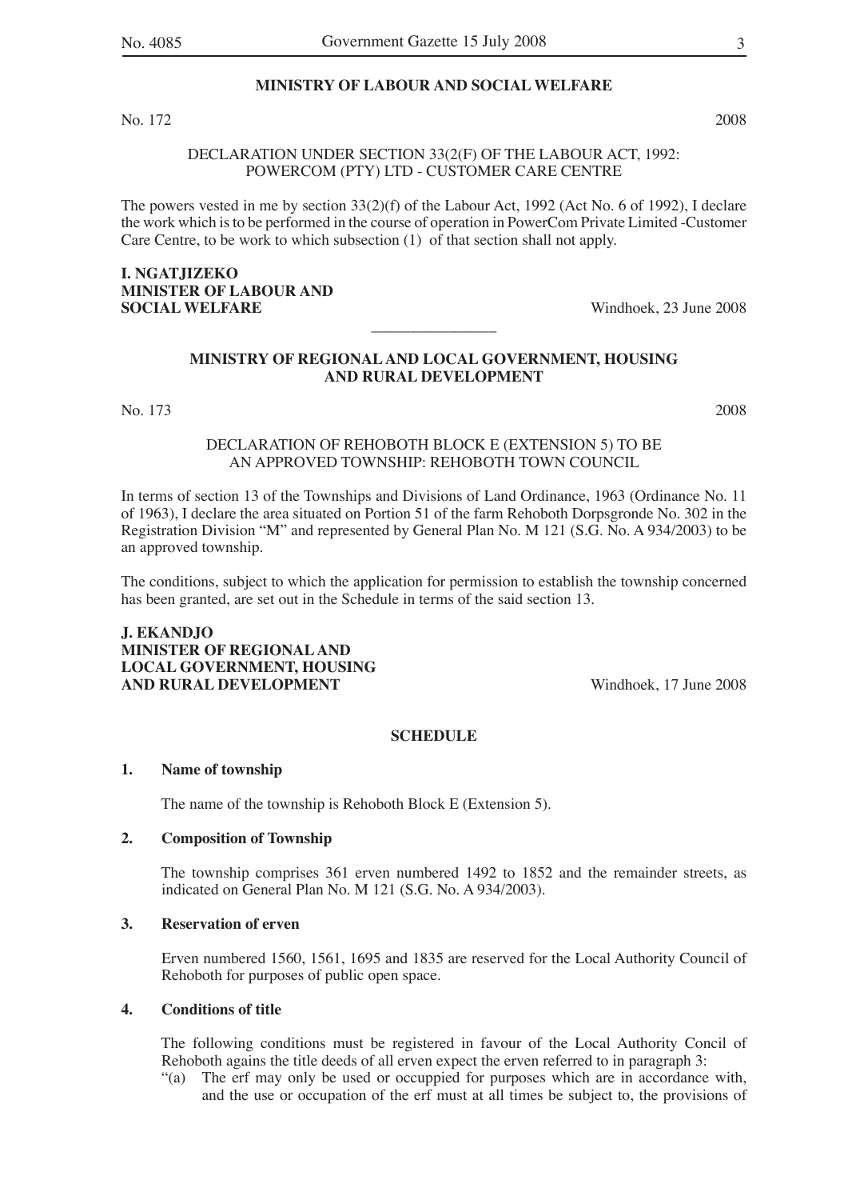## MINISTRY OF LABOUR AND SOCIAL WELFARE

No. 172 2008

DECLARATION UNDER SECTION 33(2(F) OF THE LABOUR ACT, 1992: POWERCOM (PTY) LTD - CUSTOMER CARE CENTRE

The powers vested in me by section 33(2)(f) of the Labour Act, 1992 (Act No. 6 of 1992), I declare the work which is to be performed in the course of operation in PowerCom Private Limited -Customer Care Centre, to be work to which subsection (1) of that section shall not apply.

**I. NGATJIZEKO**
**MINISTER OF LABOUR AND SOCIAL WELFARE**

Windhoek, 23 June 2008

---

## MINISTRY OF REGIONAL AND LOCAL GOVERNMENT, HOUSING AND RURAL DEVELOPMENT

No. 173 2008

DECLARATION OF REHOBOTH BLOCK E (EXTENSION 5) TO BE AN APPROVED TOWNSHIP: REHOBOTH TOWN COUNCIL

In terms of section 13 of the Townships and Divisions of Land Ordinance, 1963 (Ordinance No. 11 of 1963), I declare the area situated on Portion 51 of the farm Rehoboth Dorpsgronde No. 302 in the Registration Division "M" and represented by General Plan No. M 121 (S.G. No. A 934/2003) to be an approved township.

The conditions, subject to which the application for permission to establish the township concerned has been granted, are set out in the Schedule in terms of the said section 13.

**J. EKANDJO**
**MINISTER OF REGIONAL AND LOCAL GOVERNMENT, HOUSING AND RURAL DEVELOPMENT**

Windhoek, 17 June 2008

### SCHEDULE

**1. Name of township**

The name of the township is Rehoboth Block E (Extension 5).

**2. Composition of Township**

The township comprises 361 erven numbered 1492 to 1852 and the remainder streets, as indicated on General Plan No. M 121 (S.G. No. A 934/2003).

**3. Reservation of erven**

Erven numbered 1560, 1561, 1695 and 1835 are reserved for the Local Authority Council of Rehoboth for purposes of public open space.

**4. Conditions of title**

The following conditions must be registered in favour of the Local Authority Concil of Rehoboth agains the title deeds of all erven expect the erven referred to in paragraph 3:

"(a) The erf may only be used or occuppied for purposes which are in accordance with, and the use or occupation of the erf must at all times be subject to, the provisions of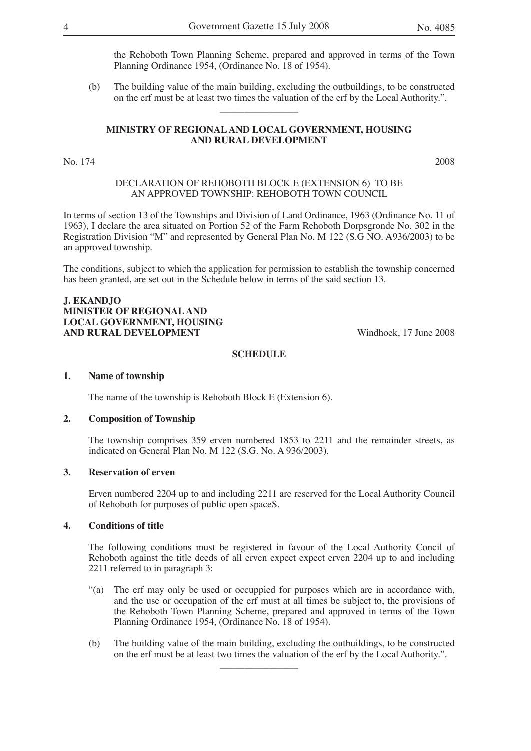the Rehoboth Town Planning Scheme, prepared and approved in terms of the Town Planning Ordinance 1954, (Ordinance No. 18 of 1954).

(b) The building value of the main building, excluding the outbuildings, to be constructed on the erf must be at least two times the valuation of the erf by the Local Authority.".

---

**MINISTRY OF REGIONAL AND LOCAL GOVERNMENT, HOUSING AND RURAL DEVELOPMENT**

No. 174 2008

DECLARATION OF REHOBOTH BLOCK E (EXTENSION 6) TO BE AN APPROVED TOWNSHIP: REHOBOTH TOWN COUNCIL

In terms of section 13 of the Townships and Division of Land Ordinance, 1963 (Ordinance No. 11 of 1963), I declare the area situated on Portion 52 of the Farm Rehoboth Dorpsgronde No. 302 in the Registration Division "M" and represented by General Plan No. M 122 (S.G NO. A936/2003) to be an approved township.

The conditions, subject to which the application for permission to establish the township concerned has been granted, are set out in the Schedule below in terms of the said section 13.

**J. EKANDJO**
**MINISTER OF REGIONAL AND LOCAL GOVERNMENT, HOUSING AND RURAL DEVELOPMENT**

Windhoek, 17 June 2008

**SCHEDULE**

**1. Name of township**

The name of the township is Rehoboth Block E (Extension 6).

**2. Composition of Township**

The township comprises 359 erven numbered 1853 to 2211 and the remainder streets, as indicated on General Plan No. M 122 (S.G. No. A 936/2003).

**3. Reservation of erven**

Erven numbered 2204 up to and including 2211 are reserved for the Local Authority Council of Rehoboth for purposes of public open spaceS.

**4. Conditions of title**

The following conditions must be registered in favour of the Local Authority Concil of Rehoboth against the title deeds of all erven expect expect erven 2204 up to and including 2211 referred to in paragraph 3:

"(a) The erf may only be used or occuppied for purposes which are in accordance with, and the use or occupation of the erf must at all times be subject to, the provisions of the Rehoboth Town Planning Scheme, prepared and approved in terms of the Town Planning Ordinance 1954, (Ordinance No. 18 of 1954).

(b) The building value of the main building, excluding the outbuildings, to be constructed on the erf must be at least two times the valuation of the erf by the Local Authority.".

---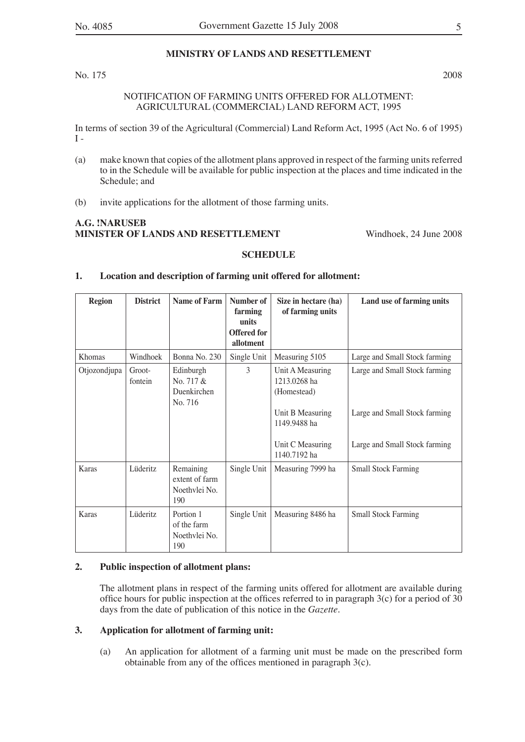**MINISTRY OF LANDS AND RESETTLEMENT**

No. 175 2008

NOTIFICATION OF FARMING UNITS OFFERED FOR ALLOTMENT: AGRICULTURAL (COMMERCIAL) LAND REFORM ACT, 1995

In terms of section 39 of the Agricultural (Commercial) Land Reform Act, 1995 (Act No. 6 of 1995) I -

(a) make known that copies of the allotment plans approved in respect of the farming units referred to in the Schedule will be available for public inspection at the places and time indicated in the Schedule; and

(b) invite applications for the allotment of those farming units.

**A.G. !NARUSEB**
**MINISTER OF LANDS AND RESETTLEMENT** Windhoek, 24 June 2008

**SCHEDULE**

**1. Location and description of farming unit offered for allotment:**

| Region | District | Name of Farm | Number of farming units Offered for allotment | Size in hectare (ha) of farming units | Land use of farming units |
|---|---|---|---|---|---|
| Khomas | Windhoek | Bonna No. 230 | Single Unit | Measuring 5105 | Large and Small Stock farming |
| Otjozondjupa | Groot-fontein | Edinburgh No. 717 & Duenkirchen No. 716 | 3 | Unit A Measuring 1213.0268 ha (Homestead) | Large and Small Stock farming |
| | | | | Unit B Measuring 1149.9488 ha | Large and Small Stock farming |
| | | | | Unit C Measuring 1140.7192 ha | Large and Small Stock farming |
| Karas | Lüderitz | Remaining extent of farm Noethvlei No. 190 | Single Unit | Measuring 7999 ha | Small Stock Farming |
| Karas | Lüderitz | Portion 1 of the farm Noethvlei No. 190 | Single Unit | Measuring 8486 ha | Small Stock Farming |

**2. Public inspection of allotment plans:**

The allotment plans in respect of the farming units offered for allotment are available during office hours for public inspection at the offices referred to in paragraph 3(c) for a period of 30 days from the date of publication of this notice in the *Gazette*.

**3. Application for allotment of farming unit:**

(a) An application for allotment of a farming unit must be made on the prescribed form obtainable from any of the offices mentioned in paragraph 3(c).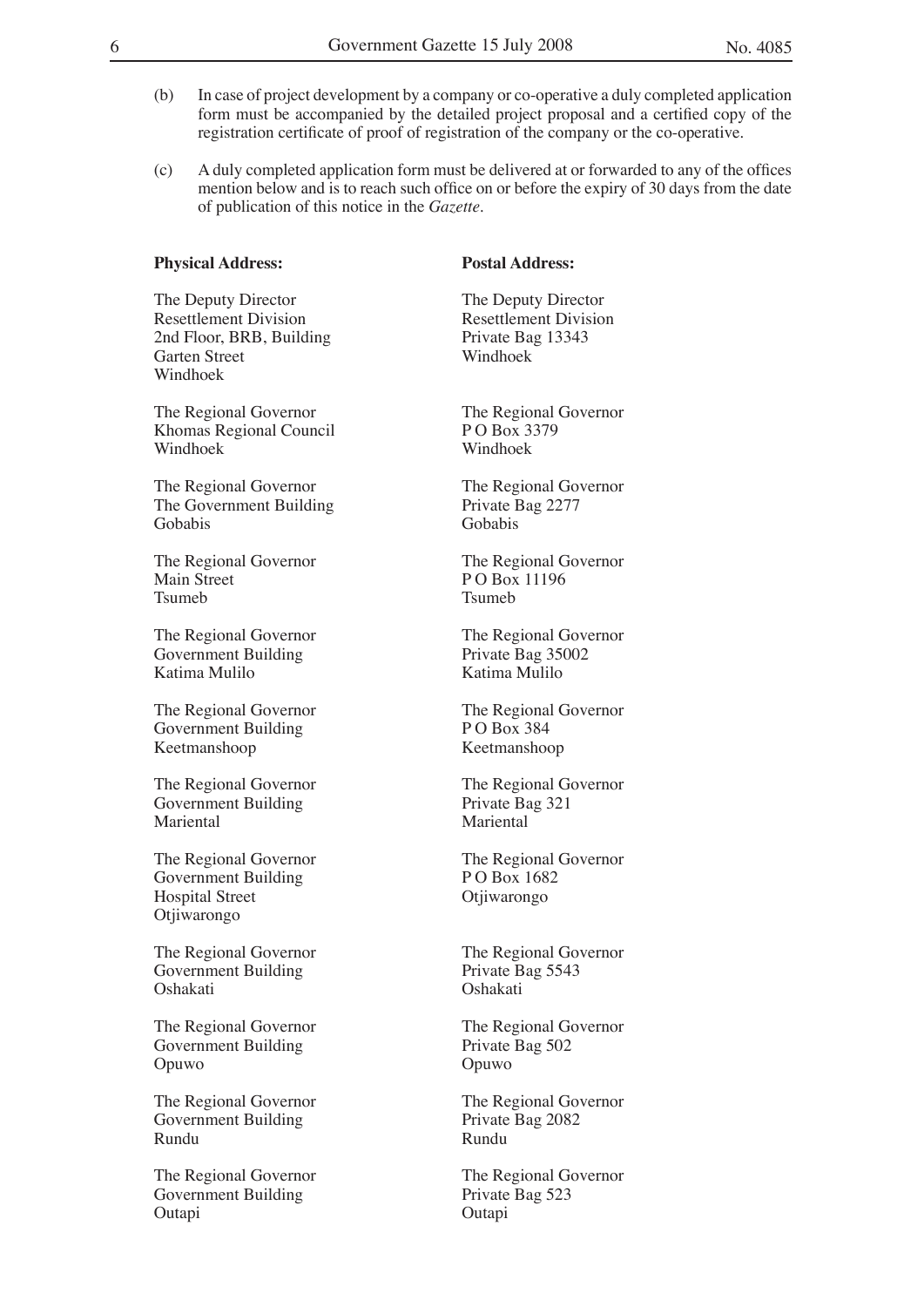(b) In case of project development by a company or co-operative a duly completed application form must be accompanied by the detailed project proposal and a certified copy of the registration certificate of proof of registration of the company or the co-operative.

(c) A duly completed application form must be delivered at or forwarded to any of the offices mention below and is to reach such office on or before the expiry of 30 days from the date of publication of this notice in the *Gazette*.

| **Physical Address:** | **Postal Address:** |
|---|---|
| The Deputy Director<br>Resettlement Division<br>2nd Floor, BRB, Building<br>Garten Street<br>Windhoek | The Deputy Director<br>Resettlement Division<br>Private Bag 13343<br>Windhoek |
| The Regional Governor<br>Khomas Regional Council<br>Windhoek | The Regional Governor<br>P O Box 3379<br>Windhoek |
| The Regional Governor<br>The Government Building<br>Gobabis | The Regional Governor<br>Private Bag 2277<br>Gobabis |
| The Regional Governor<br>Main Street<br>Tsumeb | The Regional Governor<br>P O Box 11196<br>Tsumeb |
| The Regional Governor<br>Government Building<br>Katima Mulilo | The Regional Governor<br>Private Bag 35002<br>Katima Mulilo |
| The Regional Governor<br>Government Building<br>Keetmanshoop | The Regional Governor<br>P O Box 384<br>Keetmanshoop |
| The Regional Governor<br>Government Building<br>Mariental | The Regional Governor<br>Private Bag 321<br>Mariental |
| The Regional Governor<br>Government Building<br>Hospital Street<br>Otjiwarongo | The Regional Governor<br>P O Box 1682<br>Otjiwarongo |
| The Regional Governor<br>Government Building<br>Oshakati | The Regional Governor<br>Private Bag 5543<br>Oshakati |
| The Regional Governor<br>Government Building<br>Opuwo | The Regional Governor<br>Private Bag 502<br>Opuwo |
| The Regional Governor<br>Government Building<br>Rundu | The Regional Governor<br>Private Bag 2082<br>Rundu |
| The Regional Governor<br>Government Building<br>Outapi | The Regional Governor<br>Private Bag 523<br>Outapi |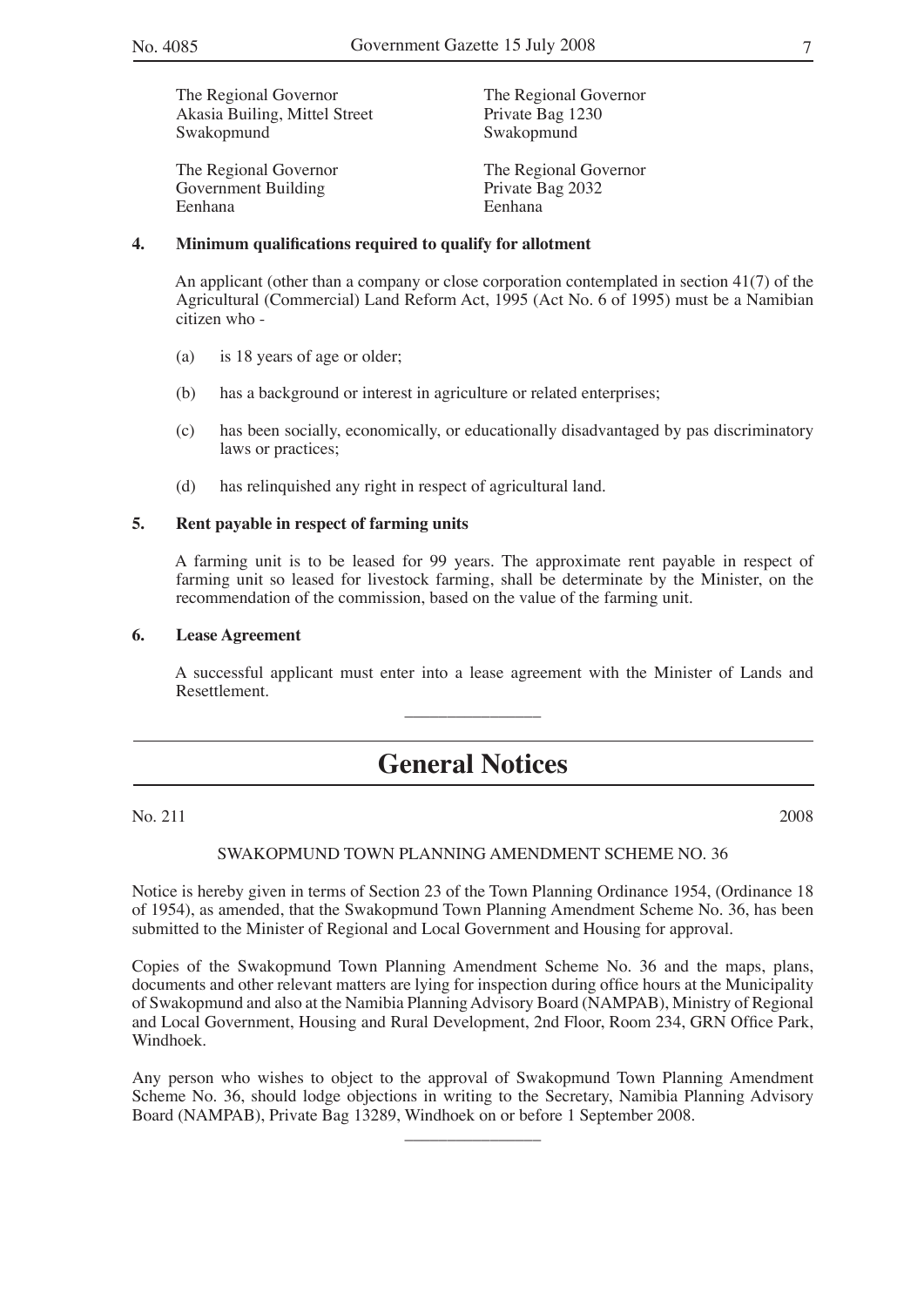The Regional Governor
Akasia Builing, Mittel Street
Swakopmund

The Regional Governor
Private Bag 1230
Swakopmund

The Regional Governor
Government Building
Eenhana

The Regional Governor
Private Bag 2032
Eenhana

**4. Minimum qualifications required to qualify for allotment**

An applicant (other than a company or close corporation contemplated in section 41(7) of the Agricultural (Commercial) Land Reform Act, 1995 (Act No. 6 of 1995) must be a Namibian citizen who -

(a) is 18 years of age or older;

(b) has a background or interest in agriculture or related enterprises;

(c) has been socially, economically, or educationally disadvantaged by pas discriminatory laws or practices;

(d) has relinquished any right in respect of agricultural land.

**5. Rent payable in respect of farming units**

A farming unit is to be leased for 99 years. The approximate rent payable in respect of farming unit so leased for livestock farming, shall be determinate by the Minister, on the recommendation of the commission, based on the value of the farming unit.

**6. Lease Agreement**

A successful applicant must enter into a lease agreement with the Minister of Lands and Resettlement.

---

# General Notices

No. 211 2008

SWAKOPMUND TOWN PLANNING AMENDMENT SCHEME NO. 36

Notice is hereby given in terms of Section 23 of the Town Planning Ordinance 1954, (Ordinance 18 of 1954), as amended, that the Swakopmund Town Planning Amendment Scheme No. 36, has been submitted to the Minister of Regional and Local Government and Housing for approval.

Copies of the Swakopmund Town Planning Amendment Scheme No. 36 and the maps, plans, documents and other relevant matters are lying for inspection during office hours at the Municipality of Swakopmund and also at the Namibia Planning Advisory Board (NAMPAB), Ministry of Regional and Local Government, Housing and Rural Development, 2nd Floor, Room 234, GRN Office Park, Windhoek.

Any person who wishes to object to the approval of Swakopmund Town Planning Amendment Scheme No. 36, should lodge objections in writing to the Secretary, Namibia Planning Advisory Board (NAMPAB), Private Bag 13289, Windhoek on or before 1 September 2008.

---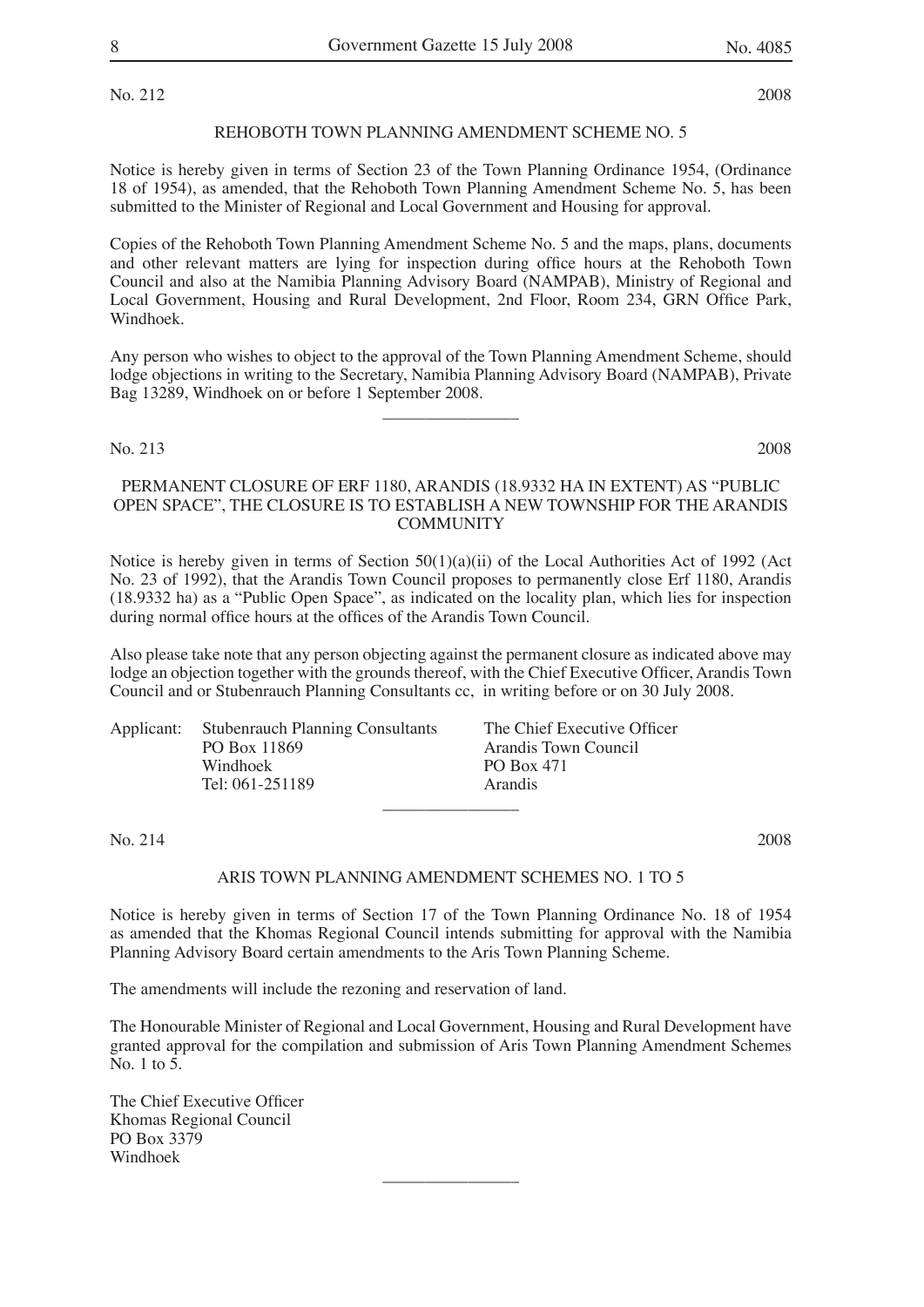No. 212 2008

## REHOBOTH TOWN PLANNING AMENDMENT SCHEME NO. 5

Notice is hereby given in terms of Section 23 of the Town Planning Ordinance 1954, (Ordinance 18 of 1954), as amended, that the Rehoboth Town Planning Amendment Scheme No. 5, has been submitted to the Minister of Regional and Local Government and Housing for approval.

Copies of the Rehoboth Town Planning Amendment Scheme No. 5 and the maps, plans, documents and other relevant matters are lying for inspection during office hours at the Rehoboth Town Council and also at the Namibia Planning Advisory Board (NAMPAB), Ministry of Regional and Local Government, Housing and Rural Development, 2nd Floor, Room 234, GRN Office Park, Windhoek.

Any person who wishes to object to the approval of the Town Planning Amendment Scheme, should lodge objections in writing to the Secretary, Namibia Planning Advisory Board (NAMPAB), Private Bag 13289, Windhoek on or before 1 September 2008.

---

No. 213 2008

## PERMANENT CLOSURE OF ERF 1180, ARANDIS (18.9332 HA IN EXTENT) AS "PUBLIC OPEN SPACE", THE CLOSURE IS TO ESTABLISH A NEW TOWNSHIP FOR THE ARANDIS COMMUNITY

Notice is hereby given in terms of Section 50(1)(a)(ii) of the Local Authorities Act of 1992 (Act No. 23 of 1992), that the Arandis Town Council proposes to permanently close Erf 1180, Arandis (18.9332 ha) as a "Public Open Space", as indicated on the locality plan, which lies for inspection during normal office hours at the offices of the Arandis Town Council.

Also please take note that any person objecting against the permanent closure as indicated above may lodge an objection together with the grounds thereof, with the Chief Executive Officer, Arandis Town Council and or Stubenrauch Planning Consultants cc, in writing before or on 30 July 2008.

Applicant: Stubenrauch Planning Consultants
PO Box 11869
Windhoek
Tel: 061-251189

The Chief Executive Officer
Arandis Town Council
PO Box 471
Arandis

---

No. 214 2008

## ARIS TOWN PLANNING AMENDMENT SCHEMES NO. 1 TO 5

Notice is hereby given in terms of Section 17 of the Town Planning Ordinance No. 18 of 1954 as amended that the Khomas Regional Council intends submitting for approval with the Namibia Planning Advisory Board certain amendments to the Aris Town Planning Scheme.

The amendments will include the rezoning and reservation of land.

The Honourable Minister of Regional and Local Government, Housing and Rural Development have granted approval for the compilation and submission of Aris Town Planning Amendment Schemes No. 1 to 5.

The Chief Executive Officer
Khomas Regional Council
PO Box 3379
Windhoek

---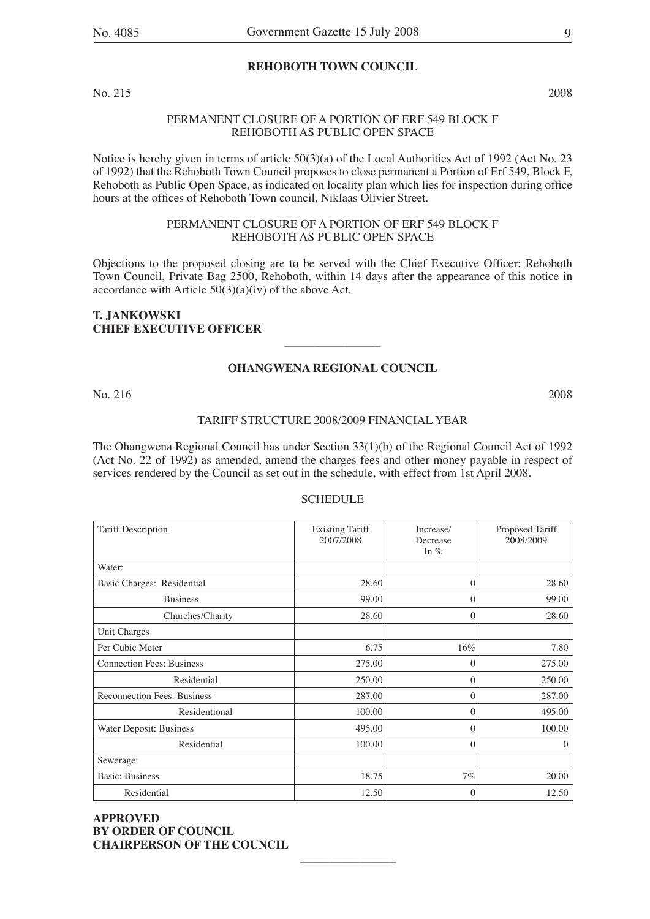## REHOBOTH TOWN COUNCIL

No. 215 2008

PERMANENT CLOSURE OF A PORTION OF ERF 549 BLOCK F REHOBOTH AS PUBLIC OPEN SPACE

Notice is hereby given in terms of article 50(3)(a) of the Local Authorities Act of 1992 (Act No. 23 of 1992) that the Rehoboth Town Council proposes to close permanent a Portion of Erf 549, Block F, Rehoboth as Public Open Space, as indicated on locality plan which lies for inspection during office hours at the offices of Rehoboth Town council, Niklaas Olivier Street.

PERMANENT CLOSURE OF A PORTION OF ERF 549 BLOCK F REHOBOTH AS PUBLIC OPEN SPACE

Objections to the proposed closing are to be served with the Chief Executive Officer: Rehoboth Town Council, Private Bag 2500, Rehoboth, within 14 days after the appearance of this notice in accordance with Article 50(3)(a)(iv) of the above Act.

**T. JANKOWSKI**
**CHIEF EXECUTIVE OFFICER**

---

## OHANGWENA REGIONAL COUNCIL

No. 216 2008

TARIFF STRUCTURE 2008/2009 FINANCIAL YEAR

The Ohangwena Regional Council has under Section 33(1)(b) of the Regional Council Act of 1992 (Act No. 22 of 1992) as amended, amend the charges fees and other money payable in respect of services rendered by the Council as set out in the schedule, with effect from 1st April 2008.

SCHEDULE

| Tariff Description | Existing Tariff 2007/2008 | Increase/ Decrease In % | Proposed Tariff 2008/2009 |
|---|---|---|---|
| Water: | | | |
| Basic Charges: Residential | 28.60 | 0 | 28.60 |
| Business | 99.00 | 0 | 99.00 |
| Churches/Charity | 28.60 | 0 | 28.60 |
| Unit Charges | | | |
| Per Cubic Meter | 6.75 | 16% | 7.80 |
| Connection Fees: Business | 275.00 | 0 | 275.00 |
| Residential | 250.00 | 0 | 250.00 |
| Reconnection Fees: Business | 287.00 | 0 | 287.00 |
| Residentional | 100.00 | 0 | 495.00 |
| Water Deposit: Business | 495.00 | 0 | 100.00 |
| Residential | 100.00 | 0 | 0 |
| Sewerage: | | | |
| Basic: Business | 18.75 | 7% | 20.00 |
| Residential | 12.50 | 0 | 12.50 |

**APPROVED**
**BY ORDER OF COUNCIL**
**CHAIRPERSON OF THE COUNCIL**

---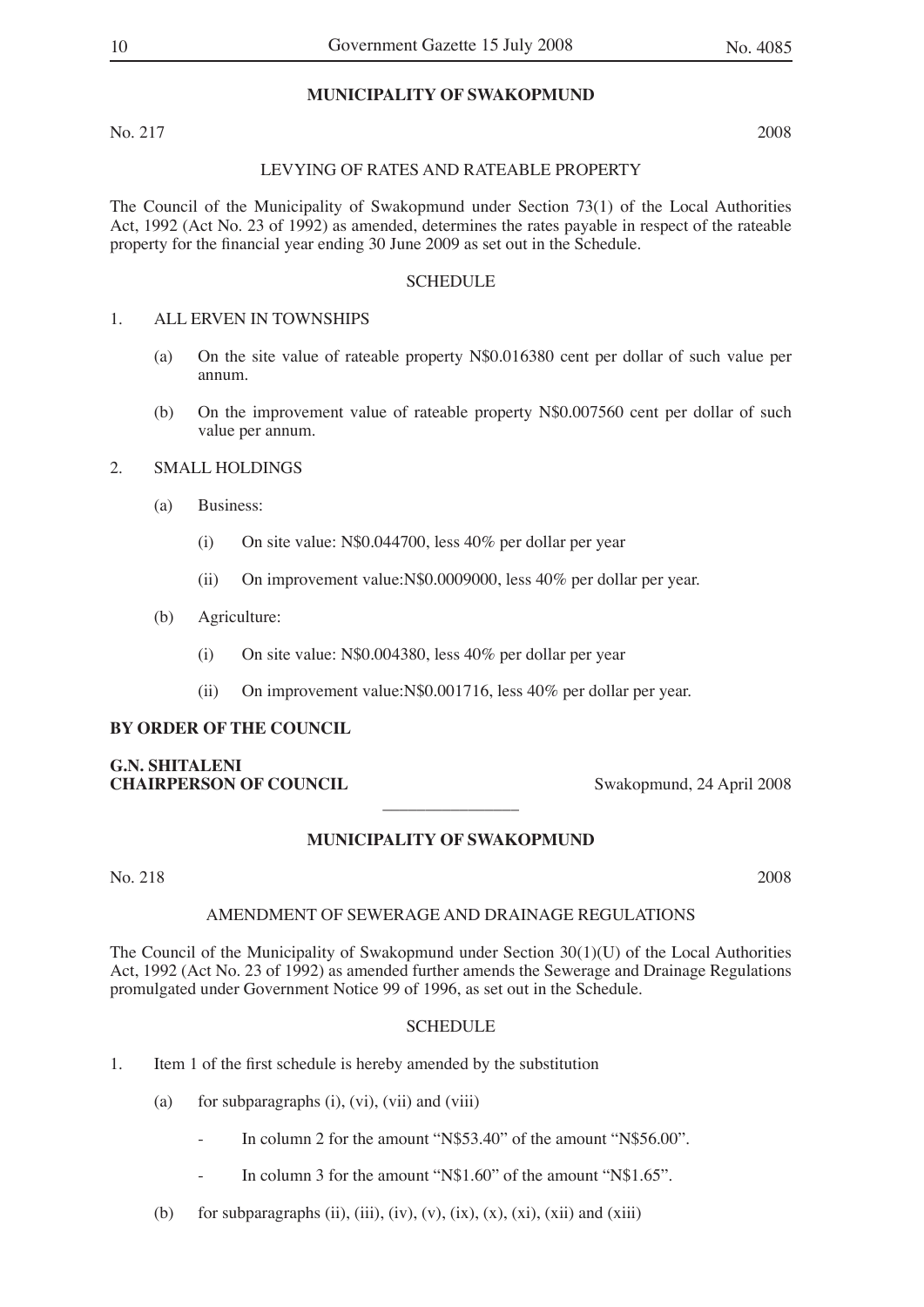## MUNICIPALITY OF SWAKOPMUND

No. 217 2008

LEVYING OF RATES AND RATEABLE PROPERTY

The Council of the Municipality of Swakopmund under Section 73(1) of the Local Authorities Act, 1992 (Act No. 23 of 1992) as amended, determines the rates payable in respect of the rateable property for the financial year ending 30 June 2009 as set out in the Schedule.

SCHEDULE

1. ALL ERVEN IN TOWNSHIPS

   (a) On the site value of rateable property N$0.016380 cent per dollar of such value per annum.

   (b) On the improvement value of rateable property N$0.007560 cent per dollar of such value per annum.

2. SMALL HOLDINGS

   (a) Business:

      (i) On site value: N$0.044700, less 40% per dollar per year

      (ii) On improvement value:N$0.0009000, less 40% per dollar per year.

   (b) Agriculture:

      (i) On site value: N$0.004380, less 40% per dollar per year

      (ii) On improvement value:N$0.001716, less 40% per dollar per year.

**BY ORDER OF THE COUNCIL**

**G.N. SHITALENI**
**CHAIRPERSON OF COUNCIL** Swakopmund, 24 April 2008

---

## MUNICIPALITY OF SWAKOPMUND

No. 218 2008

AMENDMENT OF SEWERAGE AND DRAINAGE REGULATIONS

The Council of the Municipality of Swakopmund under Section 30(1)(U) of the Local Authorities Act, 1992 (Act No. 23 of 1992) as amended further amends the Sewerage and Drainage Regulations promulgated under Government Notice 99 of 1996, as set out in the Schedule.

SCHEDULE

1. Item 1 of the first schedule is hereby amended by the substitution

   (a) for subparagraphs (i), (vi), (vii) and (viii)

      - In column 2 for the amount "N$53.40" of the amount "N$56.00".

      - In column 3 for the amount "N$1.60" of the amount "N$1.65".

   (b) for subparagraphs (ii), (iii), (iv), (v), (ix), (x), (xi), (xii) and (xiii)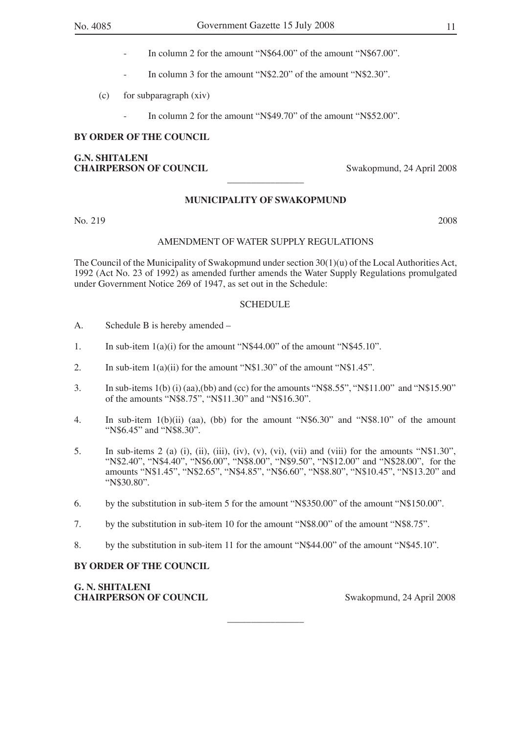- In column 2 for the amount "N$64.00" of the amount "N$67.00".

- In column 3 for the amount "N$2.20" of the amount "N$2.30".

(c) for subparagraph (xiv)

- In column 2 for the amount "N$49.70" of the amount "N$52.00".

**BY ORDER OF THE COUNCIL**

**G.N. SHITALENI**
**CHAIRPERSON OF COUNCIL** Swakopmund, 24 April 2008

---

## MUNICIPALITY OF SWAKOPMUND

No. 219 2008

AMENDMENT OF WATER SUPPLY REGULATIONS

The Council of the Municipality of Swakopmund under section 30(1)(u) of the Local Authorities Act, 1992 (Act No. 23 of 1992) as amended further amends the Water Supply Regulations promulgated under Government Notice 269 of 1947, as set out in the Schedule:

SCHEDULE

A. Schedule B is hereby amended –

1. In sub-item 1(a)(i) for the amount "N$44.00" of the amount "N$45.10".

2. In sub-item 1(a)(ii) for the amount "N$1.30" of the amount "N$1.45".

3. In sub-items 1(b) (i) (aa),(bb) and (cc) for the amounts "N$8.55", "N$11.00" and "N$15.90" of the amounts "N$8.75", "N$11.30" and "N$16.30".

4. In sub-item 1(b)(ii) (aa), (bb) for the amount "N$6.30" and "N$8.10" of the amount "N$6.45" and "N$8.30".

5. In sub-items 2 (a) (i), (ii), (iii), (iv), (v), (vi), (vii) and (viii) for the amounts "N$1.30", "N$2.40", "N$4.40", "N$6.00", "N$8.00", "N$9.50", "N$12.00" and "N$28.00", for the amounts "N$1.45", "N$2.65", "N$4.85", "N$6.60", "N$8.80", "N$10.45", "N$13.20" and "N$30.80".

6. by the substitution in sub-item 5 for the amount "N$350.00" of the amount "N$150.00".

7. by the substitution in sub-item 10 for the amount "N$8.00" of the amount "N$8.75".

8. by the substitution in sub-item 11 for the amount "N$44.00" of the amount "N$45.10".

**BY ORDER OF THE COUNCIL**

**G. N. SHITALENI**
**CHAIRPERSON OF COUNCIL** Swakopmund, 24 April 2008

---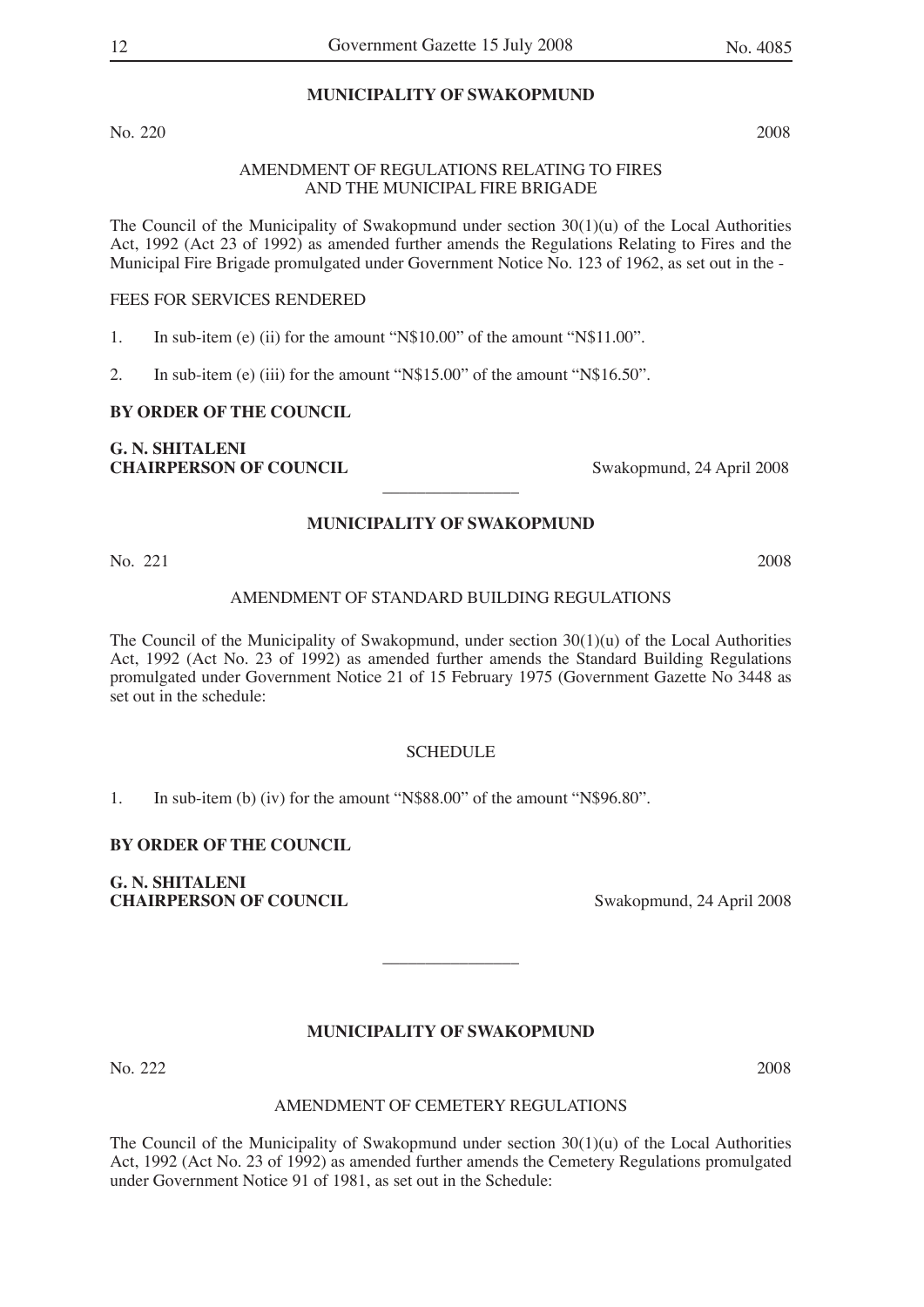**MUNICIPALITY OF SWAKOPMUND**

No. 220 2008

AMENDMENT OF REGULATIONS RELATING TO FIRES AND THE MUNICIPAL FIRE BRIGADE

The Council of the Municipality of Swakopmund under section 30(1)(u) of the Local Authorities Act, 1992 (Act 23 of 1992) as amended further amends the Regulations Relating to Fires and the Municipal Fire Brigade promulgated under Government Notice No. 123 of 1962, as set out in the -

FEES FOR SERVICES RENDERED

1. In sub-item (e) (ii) for the amount "N$10.00" of the amount "N$11.00".

2. In sub-item (e) (iii) for the amount "N$15.00" of the amount "N$16.50".

**BY ORDER OF THE COUNCIL**

**G. N. SHITALENI**
**CHAIRPERSON OF COUNCIL** Swakopmund, 24 April 2008

---

**MUNICIPALITY OF SWAKOPMUND**

No. 221 2008

AMENDMENT OF STANDARD BUILDING REGULATIONS

The Council of the Municipality of Swakopmund, under section 30(1)(u) of the Local Authorities Act, 1992 (Act No. 23 of 1992) as amended further amends the Standard Building Regulations promulgated under Government Notice 21 of 15 February 1975 (Government Gazette No 3448 as set out in the schedule:

SCHEDULE

1. In sub-item (b) (iv) for the amount "N$88.00" of the amount "N$96.80".

**BY ORDER OF THE COUNCIL**

**G. N. SHITALENI**
**CHAIRPERSON OF COUNCIL** Swakopmund, 24 April 2008

---

**MUNICIPALITY OF SWAKOPMUND**

No. 222 2008

AMENDMENT OF CEMETERY REGULATIONS

The Council of the Municipality of Swakopmund under section 30(1)(u) of the Local Authorities Act, 1992 (Act No. 23 of 1992) as amended further amends the Cemetery Regulations promulgated under Government Notice 91 of 1981, as set out in the Schedule: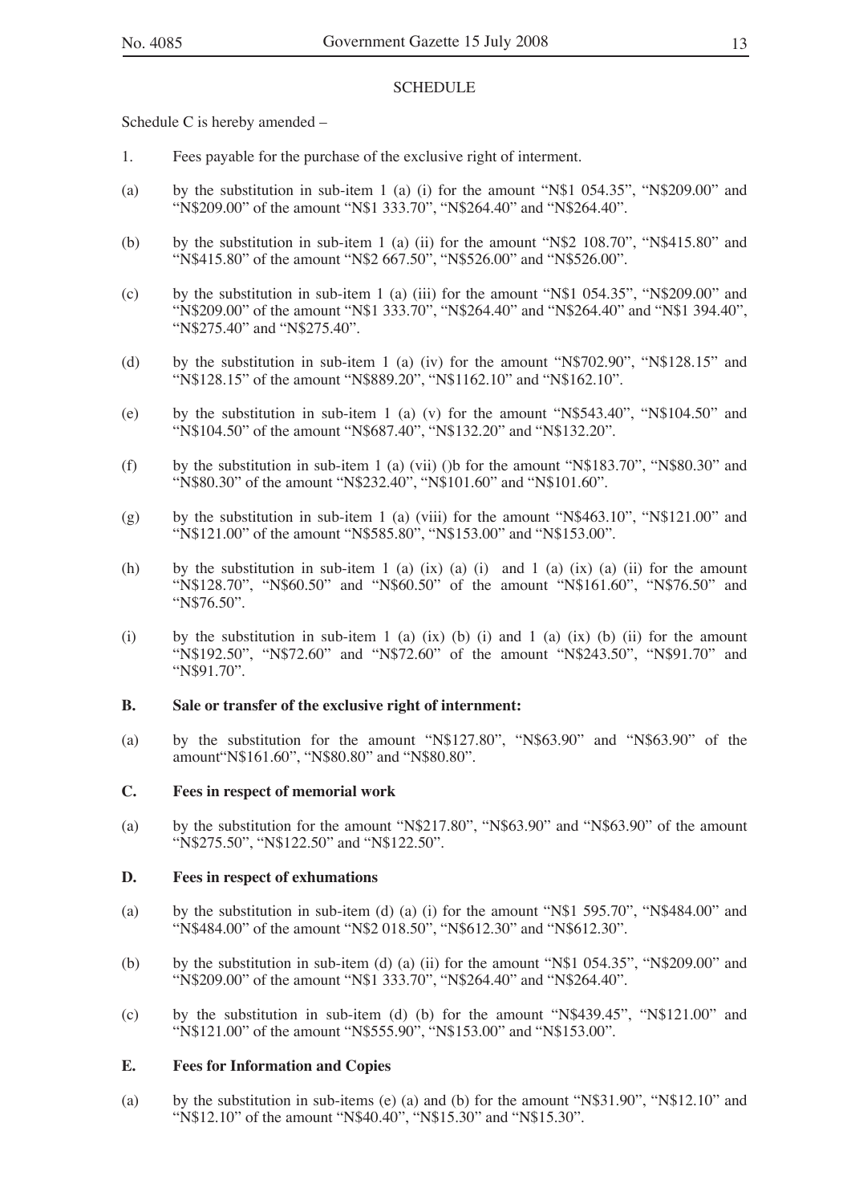SCHEDULE

Schedule C is hereby amended –

1. Fees payable for the purchase of the exclusive right of interment.

(a) by the substitution in sub-item 1 (a) (i) for the amount "N$1 054.35", "N$209.00" and "N$209.00" of the amount "N$1 333.70", "N$264.40" and "N$264.40".

(b) by the substitution in sub-item 1 (a) (ii) for the amount "N$2 108.70", "N$415.80" and "N$415.80" of the amount "N$2 667.50", "N$526.00" and "N$526.00".

(c) by the substitution in sub-item 1 (a) (iii) for the amount "N$1 054.35", "N$209.00" and "N$209.00" of the amount "N$1 333.70", "N$264.40" and "N$264.40" and "N$1 394.40", "N$275.40" and "N$275.40".

(d) by the substitution in sub-item 1 (a) (iv) for the amount "N$702.90", "N$128.15" and "N$128.15" of the amount "N$889.20", "N$1162.10" and "N$162.10".

(e) by the substitution in sub-item 1 (a) (v) for the amount "N$543.40", "N$104.50" and "N$104.50" of the amount "N$687.40", "N$132.20" and "N$132.20".

(f) by the substitution in sub-item 1 (a) (vii) ()b for the amount "N$183.70", "N$80.30" and "N$80.30" of the amount "N$232.40", "N$101.60" and "N$101.60".

(g) by the substitution in sub-item 1 (a) (viii) for the amount "N$463.10", "N$121.00" and "N$121.00" of the amount "N$585.80", "N$153.00" and "N$153.00".

(h) by the substitution in sub-item 1 (a) (ix) (a) (i) and 1 (a) (ix) (a) (ii) for the amount "N$128.70", "N$60.50" and "N$60.50" of the amount "N$161.60", "N$76.50" and "N$76.50".

(i) by the substitution in sub-item 1 (a) (ix) (b) (i) and 1 (a) (ix) (b) (ii) for the amount "N$192.50", "N$72.60" and "N$72.60" of the amount "N$243.50", "N$91.70" and "N$91.70".

**B. Sale or transfer of the exclusive right of internment:**

(a) by the substitution for the amount "N$127.80", "N$63.90" and "N$63.90" of the amount"N$161.60", "N$80.80" and "N$80.80".

**C. Fees in respect of memorial work**

(a) by the substitution for the amount "N$217.80", "N$63.90" and "N$63.90" of the amount "N$275.50", "N$122.50" and "N$122.50".

**D. Fees in respect of exhumations**

(a) by the substitution in sub-item (d) (a) (i) for the amount "N$1 595.70", "N$484.00" and "N$484.00" of the amount "N$2 018.50", "N$612.30" and "N$612.30".

(b) by the substitution in sub-item (d) (a) (ii) for the amount "N$1 054.35", "N$209.00" and "N$209.00" of the amount "N$1 333.70", "N$264.40" and "N$264.40".

(c) by the substitution in sub-item (d) (b) for the amount "N$439.45", "N$121.00" and "N$121.00" of the amount "N$555.90", "N$153.00" and "N$153.00".

**E. Fees for Information and Copies**

(a) by the substitution in sub-items (e) (a) and (b) for the amount "N$31.90", "N$12.10" and "N$12.10" of the amount "N$40.40", "N$15.30" and "N$15.30".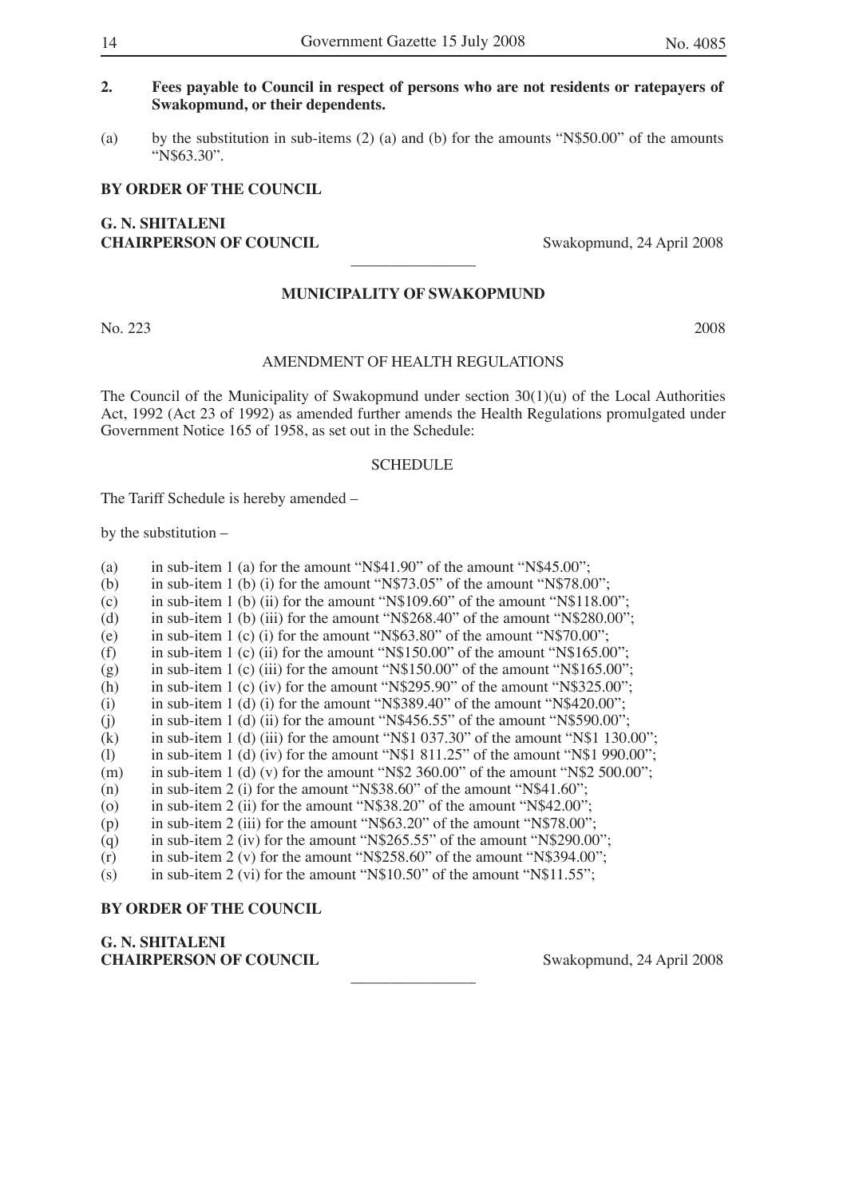**2. Fees payable to Council in respect of persons who are not residents or ratepayers of Swakopmund, or their dependents.**

(a) by the substitution in sub-items (2) (a) and (b) for the amounts "N$50.00" of the amounts "N$63.30".

**BY ORDER OF THE COUNCIL**

**G. N. SHITALENI**
**CHAIRPERSON OF COUNCIL** Swakopmund, 24 April 2008

---

## MUNICIPALITY OF SWAKOPMUND

No. 223 2008

AMENDMENT OF HEALTH REGULATIONS

The Council of the Municipality of Swakopmund under section 30(1)(u) of the Local Authorities Act, 1992 (Act 23 of 1992) as amended further amends the Health Regulations promulgated under Government Notice 165 of 1958, as set out in the Schedule:

SCHEDULE

The Tariff Schedule is hereby amended –

by the substitution –

(a) in sub-item 1 (a) for the amount "N$41.90" of the amount "N$45.00";
(b) in sub-item 1 (b) (i) for the amount "N$73.05" of the amount "N$78.00";
(c) in sub-item 1 (b) (ii) for the amount "N$109.60" of the amount "N$118.00";
(d) in sub-item 1 (b) (iii) for the amount "N$268.40" of the amount "N$280.00";
(e) in sub-item 1 (c) (i) for the amount "N$63.80" of the amount "N$70.00";
(f) in sub-item 1 (c) (ii) for the amount "N$150.00" of the amount "N$165.00";
(g) in sub-item 1 (c) (iii) for the amount "N$150.00" of the amount "N$165.00";
(h) in sub-item 1 (c) (iv) for the amount "N$295.90" of the amount "N$325.00";
(i) in sub-item 1 (d) (i) for the amount "N$389.40" of the amount "N$420.00";
(j) in sub-item 1 (d) (ii) for the amount "N$456.55" of the amount "N$590.00";
(k) in sub-item 1 (d) (iii) for the amount "N$1 037.30" of the amount "N$1 130.00";
(l) in sub-item 1 (d) (iv) for the amount "N$1 811.25" of the amount "N$1 990.00";
(m) in sub-item 1 (d) (v) for the amount "N$2 360.00" of the amount "N$2 500.00";
(n) in sub-item 2 (i) for the amount "N$38.60" of the amount "N$41.60";
(o) in sub-item 2 (ii) for the amount "N$38.20" of the amount "N$42.00";
(p) in sub-item 2 (iii) for the amount "N$63.20" of the amount "N$78.00";
(q) in sub-item 2 (iv) for the amount "N$265.55" of the amount "N$290.00";
(r) in sub-item 2 (v) for the amount "N$258.60" of the amount "N$394.00";
(s) in sub-item 2 (vi) for the amount "N$10.50" of the amount "N$11.55";

**BY ORDER OF THE COUNCIL**

**G. N. SHITALENI**
**CHAIRPERSON OF COUNCIL** Swakopmund, 24 April 2008

---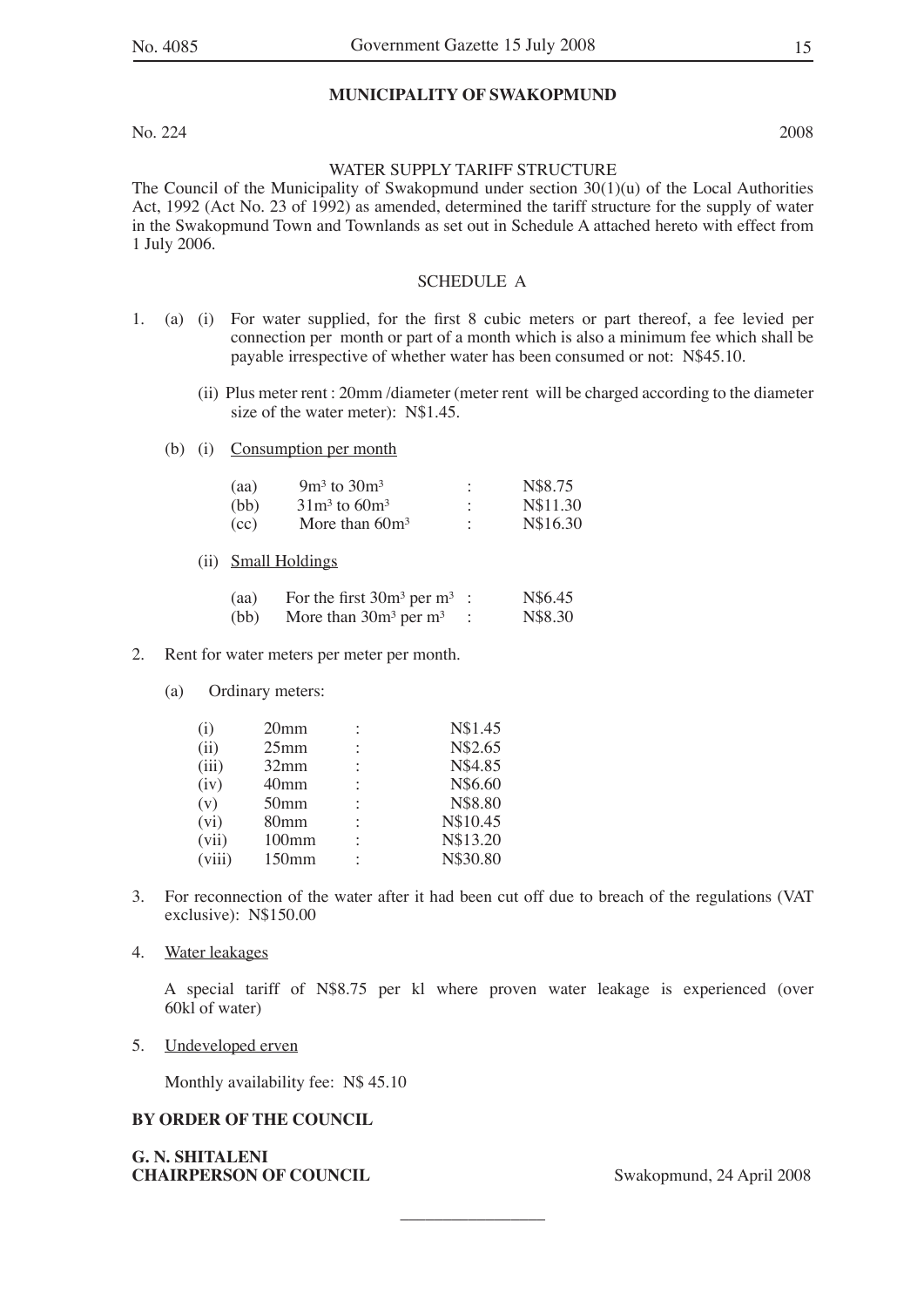## MUNICIPALITY OF SWAKOPMUND

No. 224 2008

WATER SUPPLY TARIFF STRUCTURE

The Council of the Municipality of Swakopmund under section 30(1)(u) of the Local Authorities Act, 1992 (Act No. 23 of 1992) as amended, determined the tariff structure for the supply of water in the Swakopmund Town and Townlands as set out in Schedule A attached hereto with effect from 1 July 2006.

SCHEDULE A

1. (a) (i) For water supplied, for the first 8 cubic meters or part thereof, a fee levied per connection per month or part of a month which is also a minimum fee which shall be payable irrespective of whether water has been consumed or not: N$45.10.

   (ii) Plus meter rent : 20mm /diameter (meter rent will be charged according to the diameter size of the water meter): N$1.45.

   (b) (i) Consumption per month

| | | | |
|---|---|---|---|
| (aa) | $9m^3$ to $30m^3$ | : | N$8.75 |
| (bb) | $31m^3$ to $60m^3$ | : | N$11.30 |
| (cc) | More than $60m^3$ | : | N$16.30 |

   (ii) Small Holdings

| | | | |
|---|---|---|---|
| (aa) | For the first $30m^3$ per $m^3$ | : | N$6.45 |
| (bb) | More than $30m^3$ per $m^3$ | : | N$8.30 |

2. Rent for water meters per meter per month.

   (a) Ordinary meters:

| | | | |
|---|---|---|---|
| (i) | 20mm | : | N$1.45 |
| (ii) | 25mm | : | N$2.65 |
| (iii) | 32mm | : | N$4.85 |
| (iv) | 40mm | : | N$6.60 |
| (v) | 50mm | : | N$8.80 |
| (vi) | 80mm | : | N$10.45 |
| (vii) | 100mm | : | N$13.20 |
| (viii) | 150mm | : | N$30.80 |

3. For reconnection of the water after it had been cut off due to breach of the regulations (VAT exclusive): N$150.00

4. Water leakages

   A special tariff of N$8.75 per kl where proven water leakage is experienced (over 60kl of water)

5. Undeveloped erven

   Monthly availability fee: N$ 45.10

**BY ORDER OF THE COUNCIL**

**G. N. SHITALENI**
**CHAIRPERSON OF COUNCIL** Swakopmund, 24 April 2008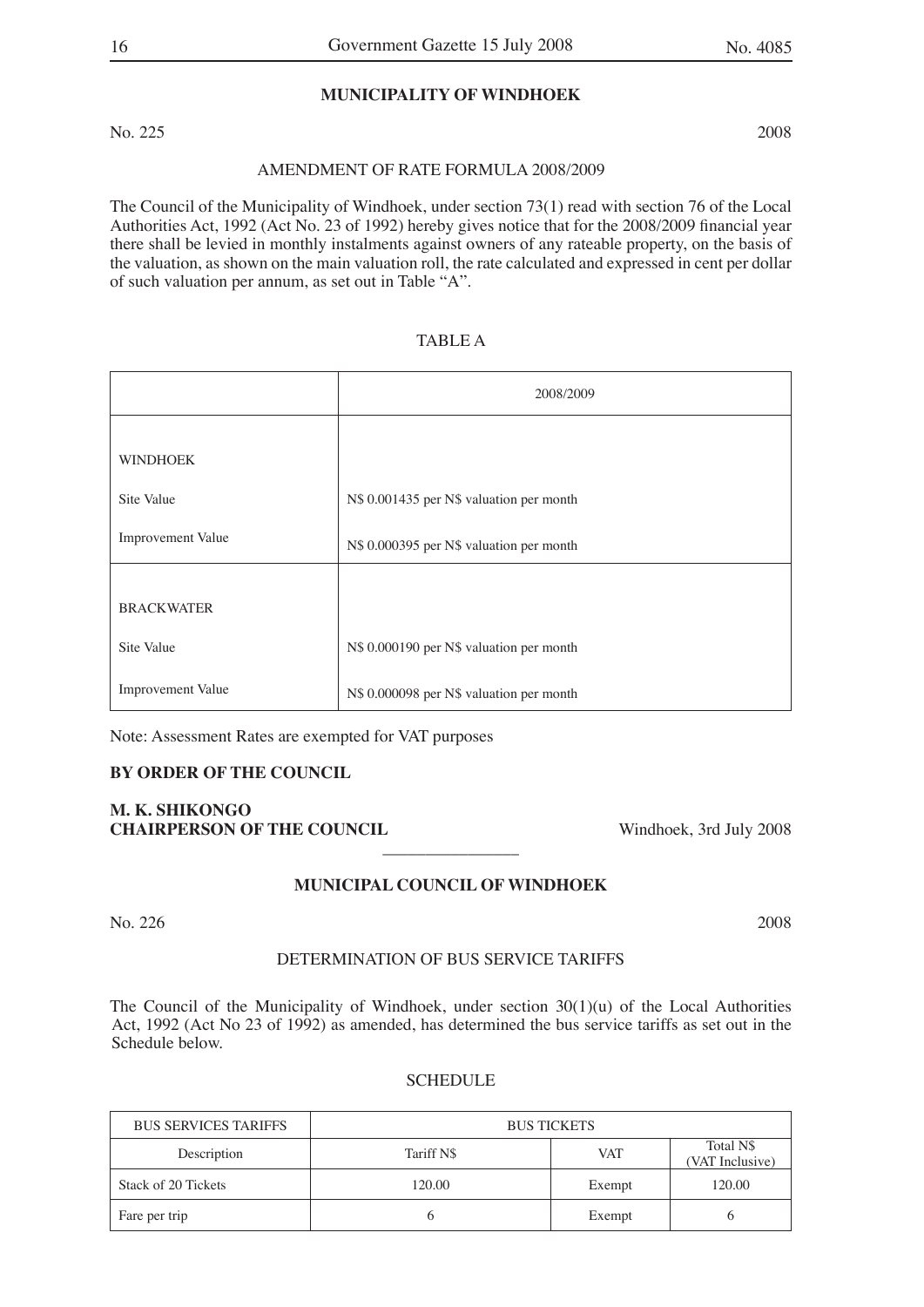## MUNICIPALITY OF WINDHOEK

No. 225 2008

AMENDMENT OF RATE FORMULA 2008/2009

The Council of the Municipality of Windhoek, under section 73(1) read with section 76 of the Local Authorities Act, 1992 (Act No. 23 of 1992) hereby gives notice that for the 2008/2009 financial year there shall be levied in monthly instalments against owners of any rateable property, on the basis of the valuation, as shown on the main valuation roll, the rate calculated and expressed in cent per dollar of such valuation per annum, as set out in Table "A".

TABLE A

| | 2008/2009 |
|---|---|
| WINDHOEK | |
| Site Value | N$ 0.001435 per N$ valuation per month |
| Improvement Value | N$ 0.000395 per N$ valuation per month |
| BRACKWATER | |
| Site Value | N$ 0.000190 per N$ valuation per month |
| Improvement Value | N$ 0.000098 per N$ valuation per month |

Note: Assessment Rates are exempted for VAT purposes

**BY ORDER OF THE COUNCIL**

**M. K. SHIKONGO**
**CHAIRPERSON OF THE COUNCIL** Windhoek, 3rd July 2008

---

## MUNICIPAL COUNCIL OF WINDHOEK

No. 226 2008

DETERMINATION OF BUS SERVICE TARIFFS

The Council of the Municipality of Windhoek, under section 30(1)(u) of the Local Authorities Act, 1992 (Act No 23 of 1992) as amended, has determined the bus service tariffs as set out in the Schedule below.

SCHEDULE

| BUS SERVICES TARIFFS | BUS TICKETS | | |
|---|---|---|---|
| Description | Tariff N$ | VAT | Total N$ (VAT Inclusive) |
| Stack of 20 Tickets | 120.00 | Exempt | 120.00 |
| Fare per trip | 6 | Exempt | 6 |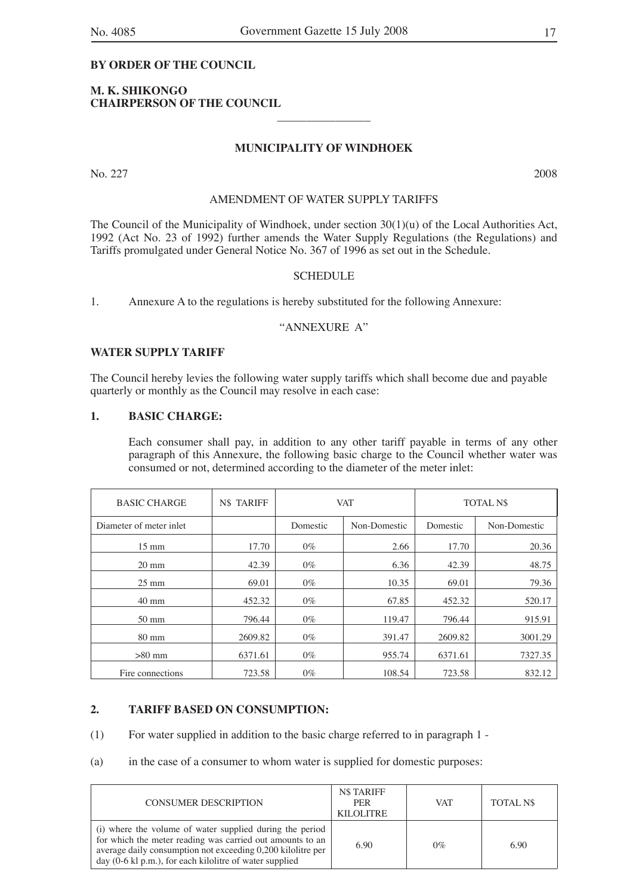**BY ORDER OF THE COUNCIL**

**M. K. SHIKONGO**
**CHAIRPERSON OF THE COUNCIL**

---

**MUNICIPALITY OF WINDHOEK**

No. 227 2008

AMENDMENT OF WATER SUPPLY TARIFFS

The Council of the Municipality of Windhoek, under section 30(1)(u) of the Local Authorities Act, 1992 (Act No. 23 of 1992) further amends the Water Supply Regulations (the Regulations) and Tariffs promulgated under General Notice No. 367 of 1996 as set out in the Schedule.

SCHEDULE

1. Annexure A to the regulations is hereby substituted for the following Annexure:

"ANNEXURE A"

**WATER SUPPLY TARIFF**

The Council hereby levies the following water supply tariffs which shall become due and payable quarterly or monthly as the Council may resolve in each case:

**1. BASIC CHARGE:**

Each consumer shall pay, in addition to any other tariff payable in terms of any other paragraph of this Annexure, the following basic charge to the Council whether water was consumed or not, determined according to the diameter of the meter inlet:

| BASIC CHARGE | N$ TARIFF | VAT | | TOTAL N$ | |
|---|---|---|---|---|---|
| Diameter of meter inlet | | Domestic | Non-Domestic | Domestic | Non-Domestic |
| 15 mm | 17.70 | 0% | 2.66 | 17.70 | 20.36 |
| 20 mm | 42.39 | 0% | 6.36 | 42.39 | 48.75 |
| 25 mm | 69.01 | 0% | 10.35 | 69.01 | 79.36 |
| 40 mm | 452.32 | 0% | 67.85 | 452.32 | 520.17 |
| 50 mm | 796.44 | 0% | 119.47 | 796.44 | 915.91 |
| 80 mm | 2609.82 | 0% | 391.47 | 2609.82 | 3001.29 |
| >80 mm | 6371.61 | 0% | 955.74 | 6371.61 | 7327.35 |
| Fire connections | 723.58 | 0% | 108.54 | 723.58 | 832.12 |

**2. TARIFF BASED ON CONSUMPTION:**

(1) For water supplied in addition to the basic charge referred to in paragraph 1 -

(a) in the case of a consumer to whom water is supplied for domestic purposes:

| CONSUMER DESCRIPTION | N$ TARIFF PER KILOLITRE | VAT | TOTAL N$ |
|---|---|---|---|
| (i) where the volume of water supplied during the period for which the meter reading was carried out amounts to an average daily consumption not exceeding 0,200 kilolitre per day (0-6 kl p.m.), for each kilolitre of water supplied | 6.90 | 0% | 6.90 |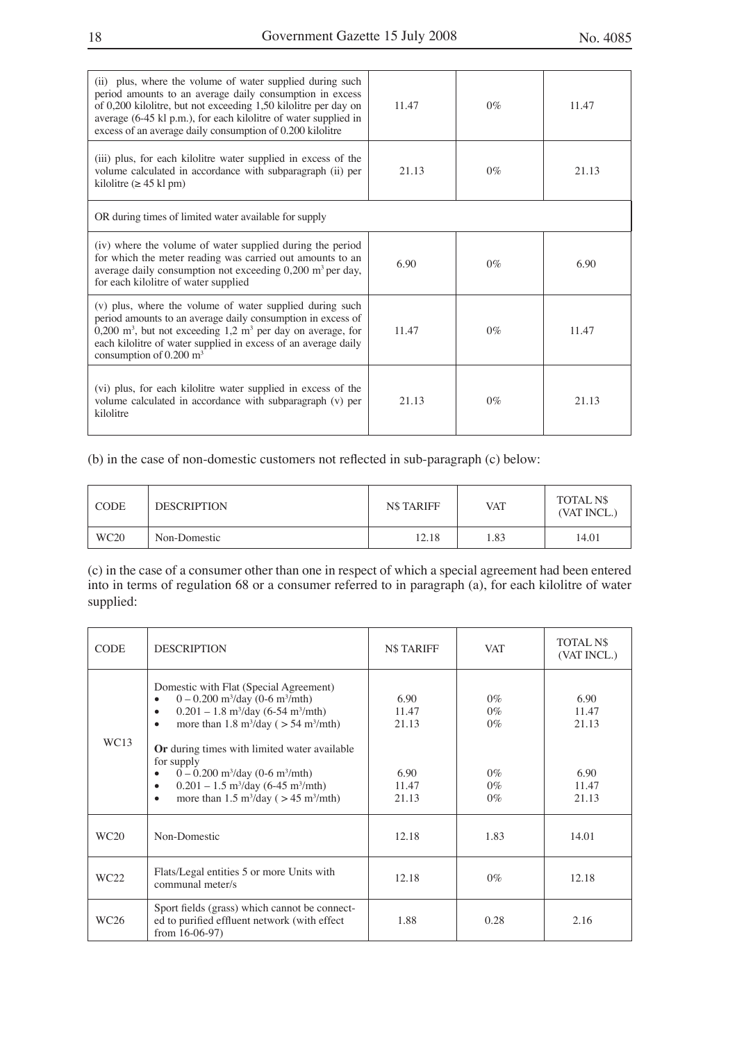| | | | |
|---|---|---|---|
| (ii) plus, where the volume of water supplied during such period amounts to an average daily consumption in excess of 0,200 kilolitre, but not exceeding 1,50 kilolitre per day on average (6-45 kl p.m.), for each kilolitre of water supplied in excess of an average daily consumption of 0.200 kilolitre | 11.47 | 0% | 11.47 |
| (iii) plus, for each kilolitre water supplied in excess of the volume calculated in accordance with subparagraph (ii) per kilolitre (≥ 45 kl pm) | 21.13 | 0% | 21.13 |
| OR during times of limited water available for supply | | | |
| (iv) where the volume of water supplied during the period for which the meter reading was carried out amounts to an average daily consumption not exceeding 0,200 $m^3$ per day, for each kilolitre of water supplied | 6.90 | 0% | 6.90 |
| (v) plus, where the volume of water supplied during such period amounts to an average daily consumption in excess of 0,200 $m^3$, but not exceeding 1,2 $m^3$ per day on average, for each kilolitre of water supplied in excess of an average daily consumption of 0.200 $m^3$ | 11.47 | 0% | 11.47 |
| (vi) plus, for each kilolitre water supplied in excess of the volume calculated in accordance with subparagraph (v) per kilolitre | 21.13 | 0% | 21.13 |

(b) in the case of non-domestic customers not reflected in sub-paragraph (c) below:

| CODE | DESCRIPTION | N$ TARIFF | VAT | TOTAL N$ (VAT INCL.) |
|---|---|---|---|---|
| WC20 | Non-Domestic | 12.18 | 1.83 | 14.01 |

(c) in the case of a consumer other than one in respect of which a special agreement had been entered into in terms of regulation 68 or a consumer referred to in paragraph (a), for each kilolitre of water supplied:

| CODE | DESCRIPTION | N$ TARIFF | VAT | TOTAL N$ (VAT INCL.) |
|---|---|---|---|---|
| WC13 | Domestic with Flat (Special Agreement)<br>• 0 – 0.200 $m^3$/day (0-6 $m^3$/mth)<br>• 0.201 – 1.8 $m^3$/day (6-54 $m^3$/mth)<br>• more than 1.8 $m^3$/day ( > 54 $m^3$/mth) | 6.90<br>11.47<br>21.13 | 0%<br>0%<br>0% | 6.90<br>11.47<br>21.13 |
| | **Or** during times with limited water available for supply<br>• 0 – 0.200 $m^3$/day (0-6 $m^3$/mth)<br>• 0.201 – 1.5 $m^3$/day (6-45 $m^3$/mth)<br>• more than 1.5 $m^3$/day ( > 45 $m^3$/mth) | 6.90<br>11.47<br>21.13 | 0%<br>0%<br>0% | 6.90<br>11.47<br>21.13 |
| WC20 | Non-Domestic | 12.18 | 1.83 | 14.01 |
| WC22 | Flats/Legal entities 5 or more Units with communal meter/s | 12.18 | 0% | 12.18 |
| WC26 | Sport fields (grass) which cannot be connected to purified effluent network (with effect from 16-06-97) | 1.88 | 0.28 | 2.16 |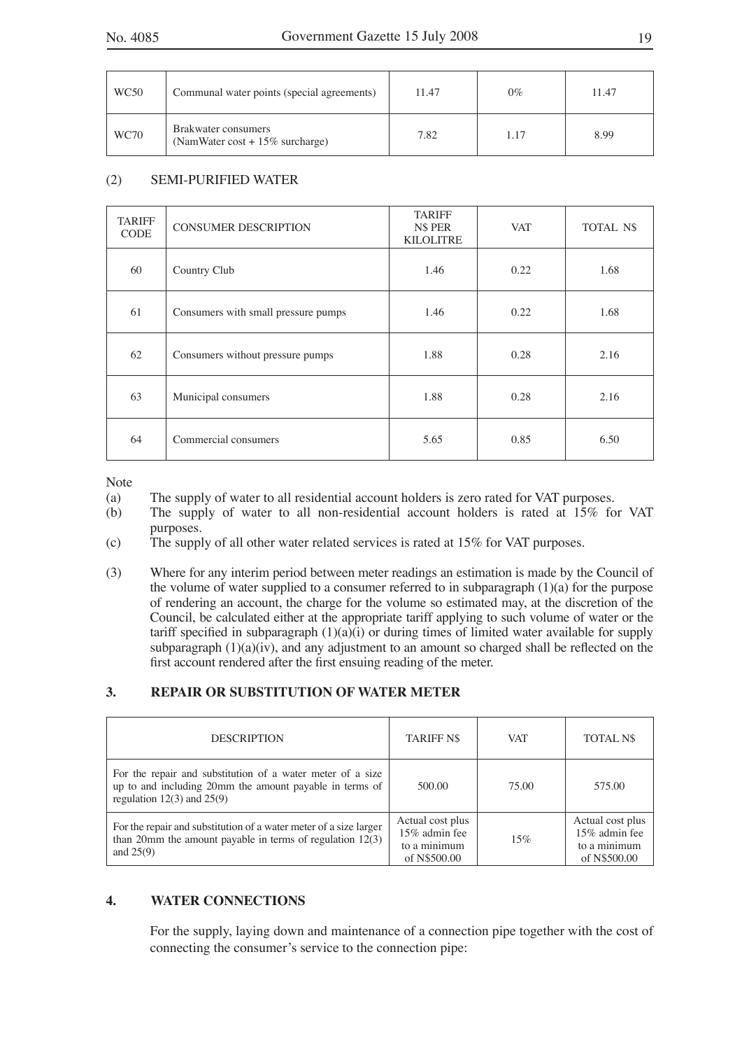| | | | | |
|---|---|---|---|---|
| WC50 | Communal water points (special agreements) | 11.47 | 0% | 11.47 |
| WC70 | Brakwater consumers (NamWater cost + 15% surcharge) | 7.82 | 1.17 | 8.99 |

(2) SEMI-PURIFIED WATER

| TARIFF CODE | CONSUMER DESCRIPTION | TARIFF N$ PER KILOLITRE | VAT | TOTAL N$ |
|---|---|---|---|---|
| 60 | Country Club | 1.46 | 0.22 | 1.68 |
| 61 | Consumers with small pressure pumps | 1.46 | 0.22 | 1.68 |
| 62 | Consumers without pressure pumps | 1.88 | 0.28 | 2.16 |
| 63 | Municipal consumers | 1.88 | 0.28 | 2.16 |
| 64 | Commercial consumers | 5.65 | 0.85 | 6.50 |

Note

(a) The supply of water to all residential account holders is zero rated for VAT purposes.

(b) The supply of water to all non-residential account holders is rated at 15% for VAT purposes.

(c) The supply of all other water related services is rated at 15% for VAT purposes.

(3) Where for any interim period between meter readings an estimation is made by the Council of the volume of water supplied to a consumer referred to in subparagraph (1)(a) for the purpose of rendering an account, the charge for the volume so estimated may, at the discretion of the Council, be calculated either at the appropriate tariff applying to such volume of water or the tariff specified in subparagraph (1)(a)(i) or during times of limited water available for supply subparagraph (1)(a)(iv), and any adjustment to an amount so charged shall be reflected on the first account rendered after the first ensuing reading of the meter.

## 3. REPAIR OR SUBSTITUTION OF WATER METER

| DESCRIPTION | TARIFF N$ | VAT | TOTAL N$ |
|---|---|---|---|
| For the repair and substitution of a water meter of a size up to and including 20mm the amount payable in terms of regulation 12(3) and 25(9) | 500.00 | 75.00 | 575.00 |
| For the repair and substitution of a water meter of a size larger than 20mm the amount payable in terms of regulation 12(3) and 25(9) | Actual cost plus 15% admin fee to a minimum of N$500.00 | 15% | Actual cost plus 15% admin fee to a minimum of N$500.00 |

## 4. WATER CONNECTIONS

For the supply, laying down and maintenance of a connection pipe together with the cost of connecting the consumer's service to the connection pipe: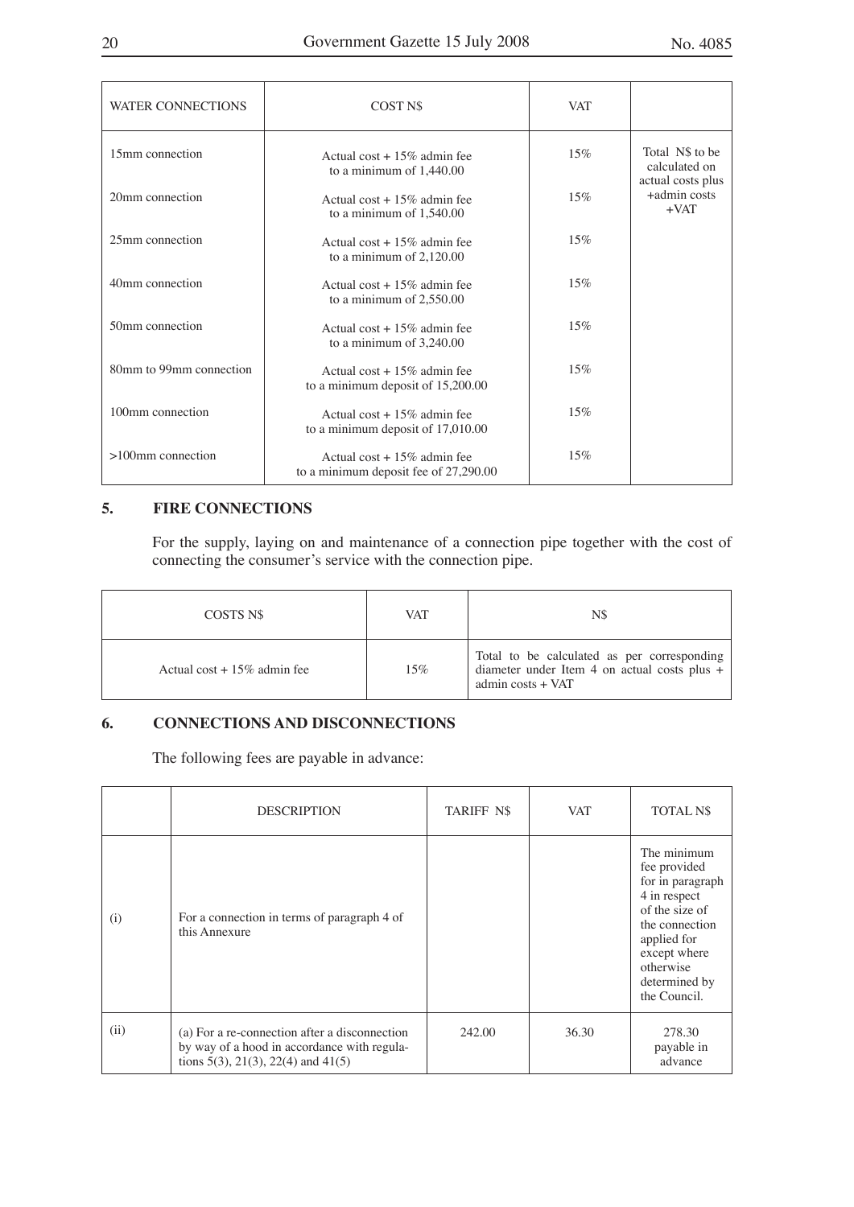| WATER CONNECTIONS | COST N$ | VAT | |
|---|---|---|---|
| 15mm connection | Actual cost + 15% admin fee to a minimum of 1,440.00 | 15% | Total N$ to be calculated on actual costs plus +admin costs +VAT |
| 20mm connection | Actual cost + 15% admin fee to a minimum of 1,540.00 | 15% | |
| 25mm connection | Actual cost + 15% admin fee to a minimum of 2,120.00 | 15% | |
| 40mm connection | Actual cost + 15% admin fee to a minimum of 2,550.00 | 15% | |
| 50mm connection | Actual cost + 15% admin fee to a minimum of 3,240.00 | 15% | |
| 80mm to 99mm connection | Actual cost + 15% admin fee to a minimum deposit of 15,200.00 | 15% | |
| 100mm connection | Actual cost + 15% admin fee to a minimum deposit of 17,010.00 | 15% | |
| >100mm connection | Actual cost + 15% admin fee to a minimum deposit fee of 27,290.00 | 15% | |

## 5. FIRE CONNECTIONS

For the supply, laying on and maintenance of a connection pipe together with the cost of connecting the consumer's service with the connection pipe.

| COSTS N$ | VAT | N$ |
|---|---|---|
| Actual cost + 15% admin fee | 15% | Total to be calculated as per corresponding diameter under Item 4 on actual costs plus + admin costs + VAT |

## 6. CONNECTIONS AND DISCONNECTIONS

The following fees are payable in advance:

| | DESCRIPTION | TARIFF N$ | VAT | TOTAL N$ |
|---|---|---|---|---|
| (i) | For a connection in terms of paragraph 4 of this Annexure | | | The minimum fee provided for in paragraph 4 in respect of the size of the connection applied for except where otherwise determined by the Council. |
| (ii) | (a) For a re-connection after a disconnection by way of a hood in accordance with regulations 5(3), 21(3), 22(4) and 41(5) | 242.00 | 36.30 | 278.30 payable in advance |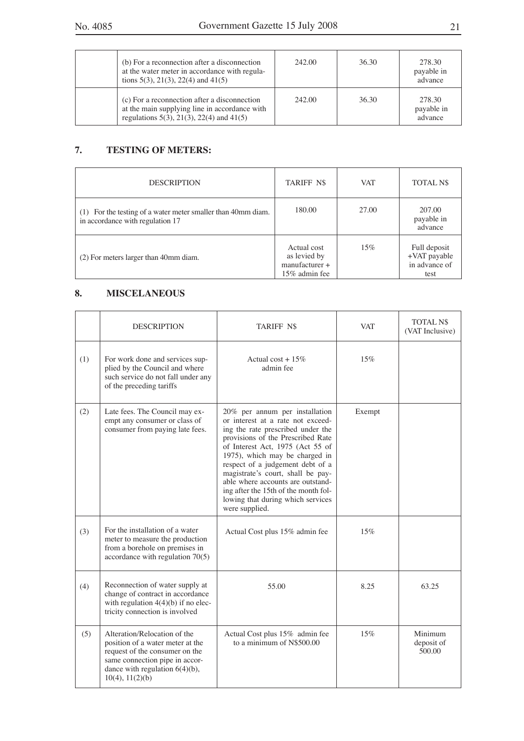| | | | | |
|---|---|---|---|---|
| | (b) For a reconnection after a disconnection at the water meter in accordance with regulations 5(3), 21(3), 22(4) and 41(5) | 242.00 | 36.30 | 278.30 payable in advance |
| | (c) For a reconnection after a disconnection at the main supplying line in accordance with regulations 5(3), 21(3), 22(4) and 41(5) | 242.00 | 36.30 | 278.30 payable in advance |

## 7. TESTING OF METERS:

| DESCRIPTION | TARIFF N$ | VAT | TOTAL N$ |
|---|---|---|---|
| (1) For the testing of a water meter smaller than 40mm diam. in accordance with regulation 17 | 180.00 | 27.00 | 207.00 payable in advance |
| (2) For meters larger than 40mm diam. | Actual cost as levied by manufacturer + 15% admin fee | 15% | Full deposit +VAT payable in advance of test |

## 8. MISCELANEOUS

| | DESCRIPTION | TARIFF N$ | VAT | TOTAL N$ (VAT Inclusive) |
|---|---|---|---|---|
| (1) | For work done and services supplied by the Council and where such service do not fall under any of the preceding tariffs | Actual cost + 15% admin fee | 15% | |
| (2) | Late fees. The Council may exempt any consumer or class of consumer from paying late fees. | 20% per annum per installation or interest at a rate not exceeding the rate prescribed under the provisions of the Prescribed Rate of Interest Act, 1975 (Act 55 of 1975), which may be charged in respect of a judgement debt of a magistrate's court, shall be payable where accounts are outstanding after the 15th of the month following that during which services were supplied. | Exempt | |
| (3) | For the installation of a water meter to measure the production from a borehole on premises in accordance with regulation 70(5) | Actual Cost plus 15% admin fee | 15% | |
| (4) | Reconnection of water supply at change of contract in accordance with regulation 4(4)(b) if no electricity connection is involved | 55.00 | 8.25 | 63.25 |
| (5) | Alteration/Relocation of the position of a water meter at the request of the consumer on the same connection pipe in accordance with regulation 6(4)(b), 10(4), 11(2)(b) | Actual Cost plus 15% admin fee to a minimum of N$500.00 | 15% | Minimum deposit of 500.00 |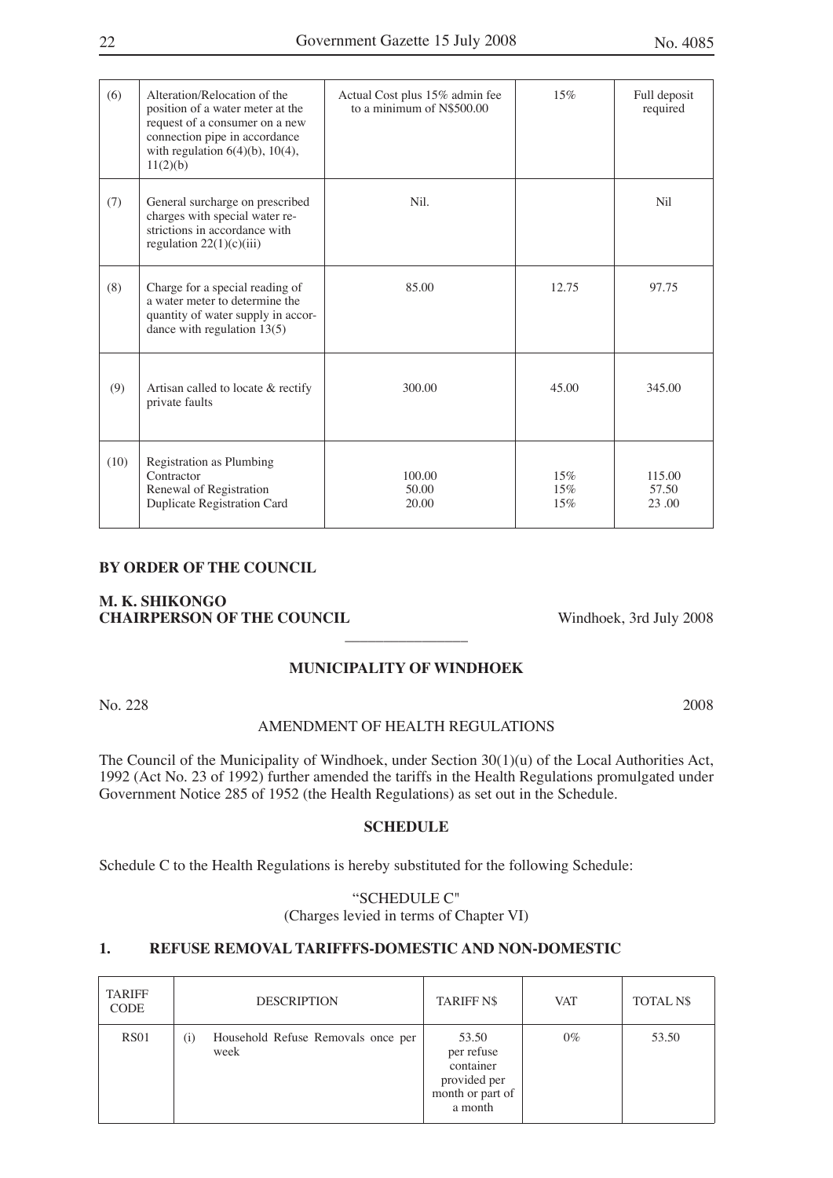| | | | | |
|---|---|---|---|---|
| (6) | Alteration/Relocation of the position of a water meter at the request of a consumer on a new connection pipe in accordance with regulation 6(4)(b), 10(4), 11(2)(b) | Actual Cost plus 15% admin fee to a minimum of N$500.00 | 15% | Full deposit required |
| (7) | General surcharge on prescribed charges with special water restrictions in accordance with regulation 22(1)(c)(iii) | Nil. | | Nil |
| (8) | Charge for a special reading of a water meter to determine the quantity of water supply in accordance with regulation 13(5) | 85.00 | 12.75 | 97.75 |
| (9) | Artisan called to locate & rectify private faults | 300.00 | 45.00 | 345.00 |
| (10) | Registration as Plumbing Contractor<br>Renewal of Registration<br>Duplicate Registration Card | 100.00<br>50.00<br>20.00 | 15%<br>15%<br>15% | 115.00<br>57.50<br>23 .00 |

**BY ORDER OF THE COUNCIL**

**M. K. SHIKONGO**
**CHAIRPERSON OF THE COUNCIL** Windhoek, 3rd July 2008

________________

**MUNICIPALITY OF WINDHOEK**

No. 228 2008

AMENDMENT OF HEALTH REGULATIONS

The Council of the Municipality of Windhoek, under Section 30(1)(u) of the Local Authorities Act, 1992 (Act No. 23 of 1992) further amended the tariffs in the Health Regulations promulgated under Government Notice 285 of 1952 (the Health Regulations) as set out in the Schedule.

**SCHEDULE**

Schedule C to the Health Regulations is hereby substituted for the following Schedule:

"SCHEDULE C"
(Charges levied in terms of Chapter VI)

**1. REFUSE REMOVAL TARIFFFS-DOMESTIC AND NON-DOMESTIC**

| TARIFF CODE | DESCRIPTION | TARIFF N$ | VAT | TOTAL N$ |
|---|---|---|---|---|
| RS01 | (i) Household Refuse Removals once per week | 53.50 per refuse container provided per month or part of a month | 0% | 53.50 |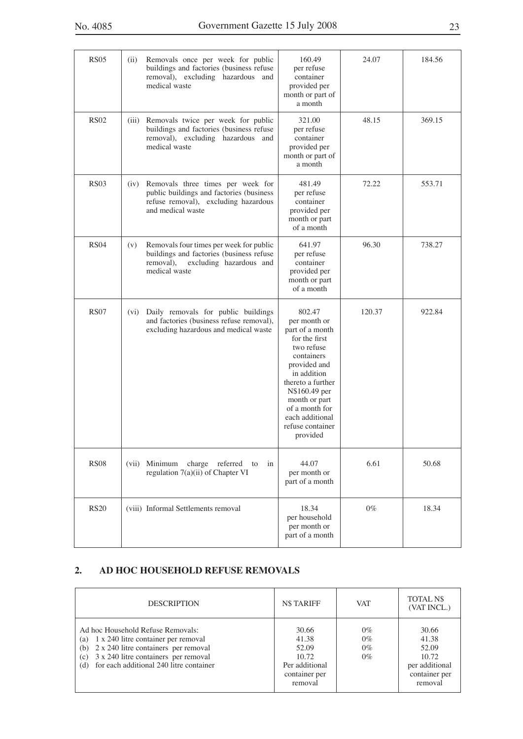| | | | | |
|---|---|---|---|---|
| RS05 | (ii) Removals once per week for public buildings and factories (business refuse removal), excluding hazardous and medical waste | 160.49 per refuse container provided per month or part of a month | 24.07 | 184.56 |
| RS02 | (iii) Removals twice per week for public buildings and factories (business refuse removal), excluding hazardous and medical waste | 321.00 per refuse container provided per month or part of a month | 48.15 | 369.15 |
| RS03 | (iv) Removals three times per week for public buildings and factories (business refuse removal), excluding hazardous and medical waste | 481.49 per refuse container provided per month or part of a month | 72.22 | 553.71 |
| RS04 | (v) Removals four times per week for public buildings and factories (business refuse removal), excluding hazardous and medical waste | 641.97 per refuse container provided per month or part of a month | 96.30 | 738.27 |
| RS07 | (vi) Daily removals for public buildings and factories (business refuse removal), excluding hazardous and medical waste | 802.47 per month or part of a month for the first two refuse containers provided and in addition thereto a further N$160.49 per month or part of a month for each additional refuse container provided | 120.37 | 922.84 |
| RS08 | (vii) Minimum charge referred to in regulation 7(a)(ii) of Chapter VI | 44.07 per month or part of a month | 6.61 | 50.68 |
| RS20 | (viii) Informal Settlements removal | 18.34 per household per month or part of a month | 0% | 18.34 |

## 2. AD HOC HOUSEHOLD REFUSE REMOVALS

| DESCRIPTION | N$ TARIFF | VAT | TOTAL N$ (VAT INCL.) |
|---|---|---|---|
| Ad hoc Household Refuse Removals:<br>(a) 1 x 240 litre container per removal<br>(b) 2 x 240 litre containers per removal<br>(c) 3 x 240 litre containers per removal<br>(d) for each additional 240 litre container | <br>30.66<br>41.38<br>52.09<br>10.72 Per additional container per removal | <br>0%<br>0%<br>0%<br>0% | <br>30.66<br>41.38<br>52.09<br>10.72 per additional container per removal |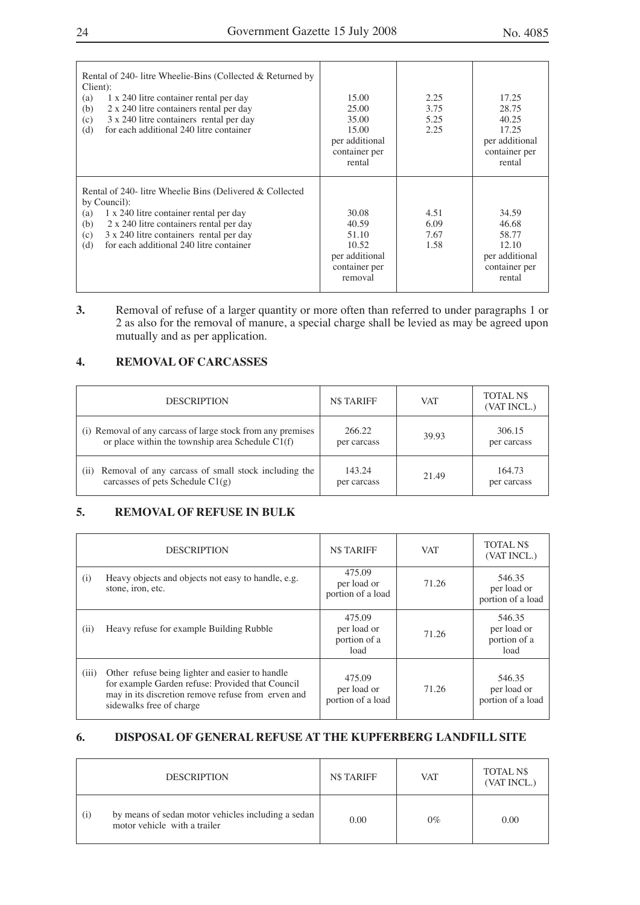| | | | |
|---|---|---|---|
| Rental of 240- litre Wheelie-Bins (Collected & Returned by Client):<br>(a) 1 x 240 litre container rental per day<br>(b) 2 x 240 litre containers rental per day<br>(c) 3 x 240 litre containers rental per day<br>(d) for each additional 240 litre container | 15.00<br>25.00<br>35.00<br>15.00<br>per additional container per rental | 2.25<br>3.75<br>5.25<br>2.25 | 17.25<br>28.75<br>40.25<br>17.25<br>per additional container per rental |
| Rental of 240- litre Wheelie Bins (Delivered & Collected by Council):<br>(a) 1 x 240 litre container rental per day<br>(b) 2 x 240 litre containers rental per day<br>(c) 3 x 240 litre containers rental per day<br>(d) for each additional 240 litre container | 30.08<br>40.59<br>51.10<br>10.52<br>per additional container per removal | 4.51<br>6.09<br>7.67<br>1.58 | 34.59<br>46.68<br>58.77<br>12.10<br>per additional container per rental |

**3.** Removal of refuse of a larger quantity or more often than referred to under paragraphs 1 or 2 as also for the removal of manure, a special charge shall be levied as may be agreed upon mutually and as per application.

## 4. REMOVAL OF CARCASSES

| DESCRIPTION | N$ TARIFF | VAT | TOTAL N$ (VAT INCL.) |
|---|---|---|---|
| (i) Removal of any carcass of large stock from any premises or place within the township area Schedule C1(f) | 266.22 per carcass | 39.93 | 306.15 per carcass |
| (ii) Removal of any carcass of small stock including the carcasses of pets Schedule C1(g) | 143.24 per carcass | 21.49 | 164.73 per carcass |

## 5. REMOVAL OF REFUSE IN BULK

| DESCRIPTION | N$ TARIFF | VAT | TOTAL N$ (VAT INCL.) |
|---|---|---|---|
| (i) Heavy objects and objects not easy to handle, e.g. stone, iron, etc. | 475.09 per load or portion of a load | 71.26 | 546.35 per load or portion of a load |
| (ii) Heavy refuse for example Building Rubble | 475.09 per load or portion of a load | 71.26 | 546.35 per load or portion of a load |
| (iii) Other refuse being lighter and easier to handle for example Garden refuse: Provided that Council may in its discretion remove refuse from erven and sidewalks free of charge | 475.09 per load or portion of a load | 71.26 | 546.35 per load or portion of a load |

## 6. DISPOSAL OF GENERAL REFUSE AT THE KUPFERBERG LANDFILL SITE

| DESCRIPTION | N$ TARIFF | VAT | TOTAL N$ (VAT INCL.) |
|---|---|---|---|
| (i) by means of sedan motor vehicles including a sedan motor vehicle with a trailer | 0.00 | 0% | 0.00 |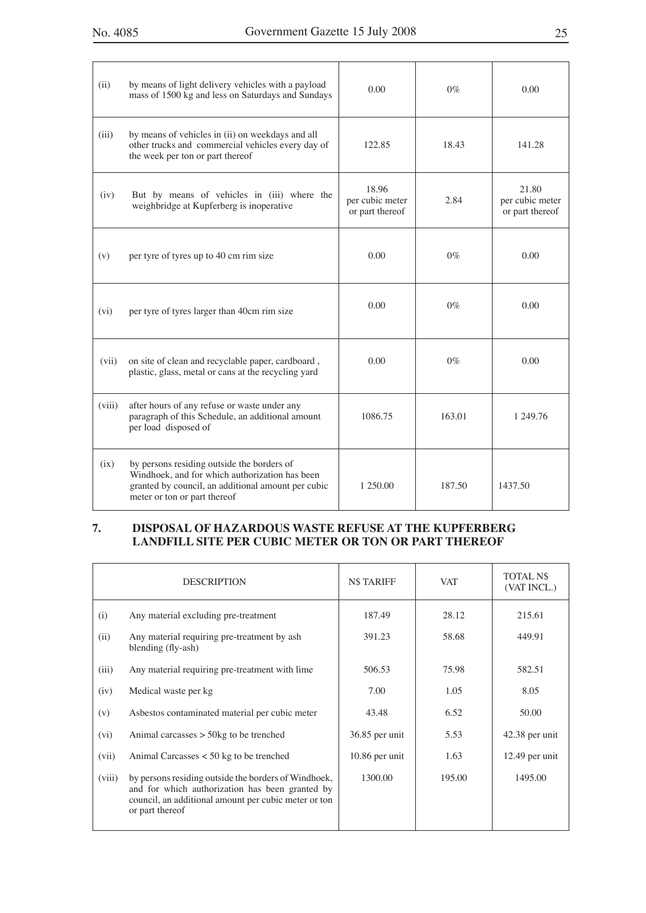| | | | | |
|---|---|---|---|---|
| (ii) | by means of light delivery vehicles with a payload mass of 1500 kg and less on Saturdays and Sundays | 0.00 | 0% | 0.00 |
| (iii) | by means of vehicles in (ii) on weekdays and all other trucks and commercial vehicles every day of the week per ton or part thereof | 122.85 | 18.43 | 141.28 |
| (iv) | But by means of vehicles in (iii) where the weighbridge at Kupferberg is inoperative | 18.96 per cubic meter or part thereof | 2.84 | 21.80 per cubic meter or part thereof |
| (v) | per tyre of tyres up to 40 cm rim size | 0.00 | 0% | 0.00 |
| (vi) | per tyre of tyres larger than 40cm rim size | 0.00 | 0% | 0.00 |
| (vii) | on site of clean and recyclable paper, cardboard , plastic, glass, metal or cans at the recycling yard | 0.00 | 0% | 0.00 |
| (viii) | after hours of any refuse or waste under any paragraph of this Schedule, an additional amount per load disposed of | 1086.75 | 163.01 | 1 249.76 |
| (ix) | by persons residing outside the borders of Windhoek, and for which authorization has been granted by council, an additional amount per cubic meter or ton or part thereof | 1 250.00 | 187.50 | 1437.50 |

## 7. DISPOSAL OF HAZARDOUS WASTE REFUSE AT THE KUPFERBERG LANDFILL SITE PER CUBIC METER OR TON OR PART THEREOF

| | DESCRIPTION | N$ TARIFF | VAT | TOTAL N$ (VAT INCL.) |
|---|---|---|---|---|
| (i) | Any material excluding pre-treatment | 187.49 | 28.12 | 215.61 |
| (ii) | Any material requiring pre-treatment by ash blending (fly-ash) | 391.23 | 58.68 | 449.91 |
| (iii) | Any material requiring pre-treatment with lime | 506.53 | 75.98 | 582.51 |
| (iv) | Medical waste per kg | 7.00 | 1.05 | 8.05 |
| (v) | Asbestos contaminated material per cubic meter | 43.48 | 6.52 | 50.00 |
| (vi) | Animal carcasses > 50kg to be trenched | 36.85 per unit | 5.53 | 42.38 per unit |
| (vii) | Animal Carcasses < 50 kg to be trenched | 10.86 per unit | 1.63 | 12.49 per unit |
| (viii) | by persons residing outside the borders of Windhoek, and for which authorization has been granted by council, an additional amount per cubic meter or ton or part thereof | 1300.00 | 195.00 | 1495.00 |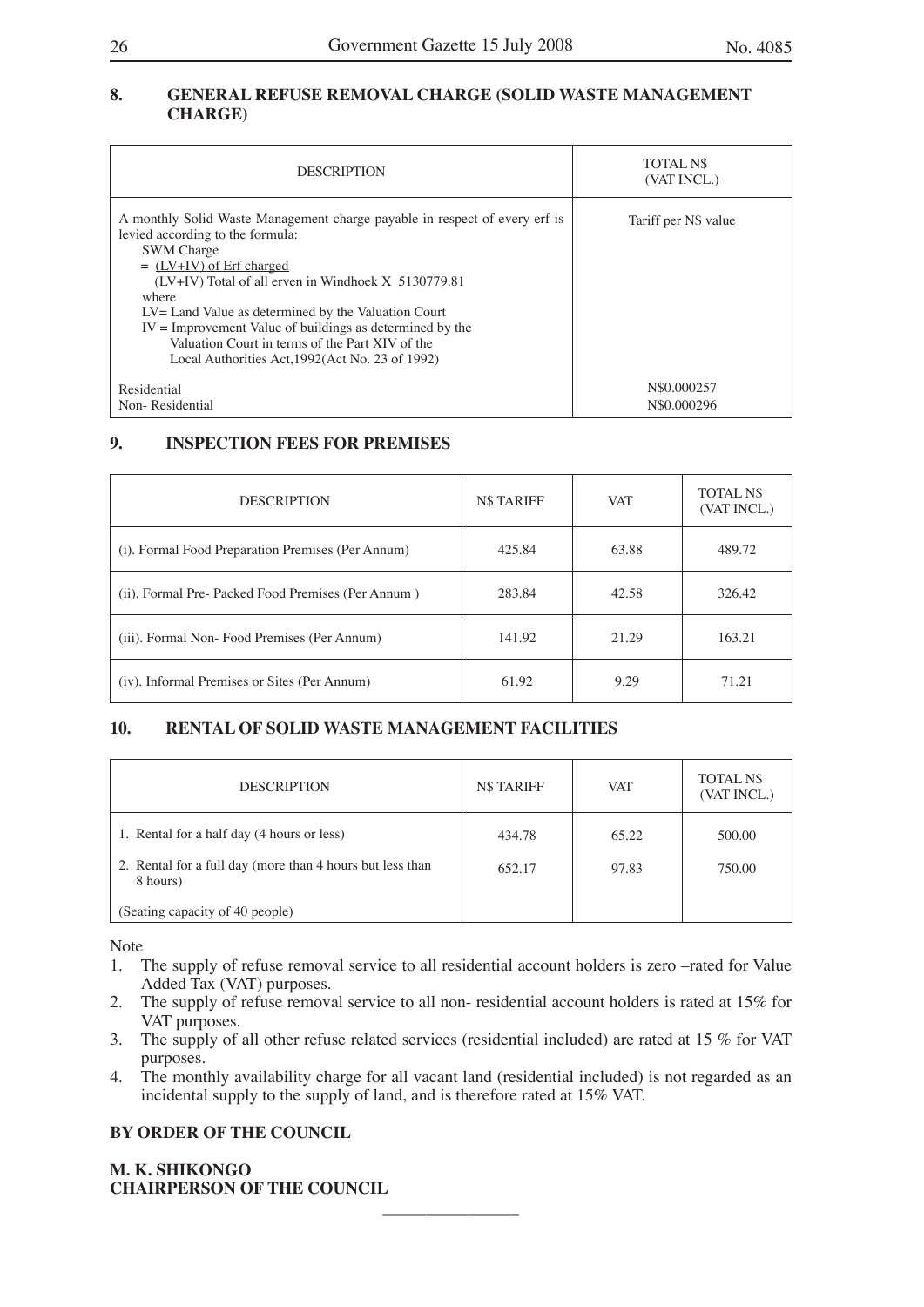## 8. GENERAL REFUSE REMOVAL CHARGE (SOLID WASTE MANAGEMENT CHARGE)

| DESCRIPTION | TOTAL N$ (VAT INCL.) |
|---|---|
| A monthly Solid Waste Management charge payable in respect of every erf is levied according to the formula:<br>SWM Charge<br>= (LV+IV) of Erf charged<br>(LV+IV) Total of all erven in Windhoek X 5130779.81<br>where<br>LV= Land Value as determined by the Valuation Court<br>IV = Improvement Value of buildings as determined by the Valuation Court in terms of the Part XIV of the Local Authorities Act,1992(Act No. 23 of 1992) | Tariff per N$ value |
| Residential<br>Non- Residential | N$0.000257<br>N$0.000296 |

## 9. INSPECTION FEES FOR PREMISES

| DESCRIPTION | N$ TARIFF | VAT | TOTAL N$ (VAT INCL.) |
|---|---|---|---|
| (i). Formal Food Preparation Premises (Per Annum) | 425.84 | 63.88 | 489.72 |
| (ii). Formal Pre- Packed Food Premises (Per Annum ) | 283.84 | 42.58 | 326.42 |
| (iii). Formal Non- Food Premises (Per Annum) | 141.92 | 21.29 | 163.21 |
| (iv). Informal Premises or Sites (Per Annum) | 61.92 | 9.29 | 71.21 |

## 10. RENTAL OF SOLID WASTE MANAGEMENT FACILITIES

| DESCRIPTION | N$ TARIFF | VAT | TOTAL N$ (VAT INCL.) |
|---|---|---|---|
| 1. Rental for a half day (4 hours or less) | 434.78 | 65.22 | 500.00 |
| 2. Rental for a full day (more than 4 hours but less than 8 hours) | 652.17 | 97.83 | 750.00 |
| (Seating capacity of 40 people) | | | |

Note

1. The supply of refuse removal service to all residential account holders is zero –rated for Value Added Tax (VAT) purposes.
2. The supply of refuse removal service to all non- residential account holders is rated at 15% for VAT purposes.
3. The supply of all other refuse related services (residential included) are rated at 15 % for VAT purposes.
4. The monthly availability charge for all vacant land (residential included) is not regarded as an incidental supply to the supply of land, and is therefore rated at 15% VAT.

**BY ORDER OF THE COUNCIL**

**M. K. SHIKONGO**
**CHAIRPERSON OF THE COUNCIL**